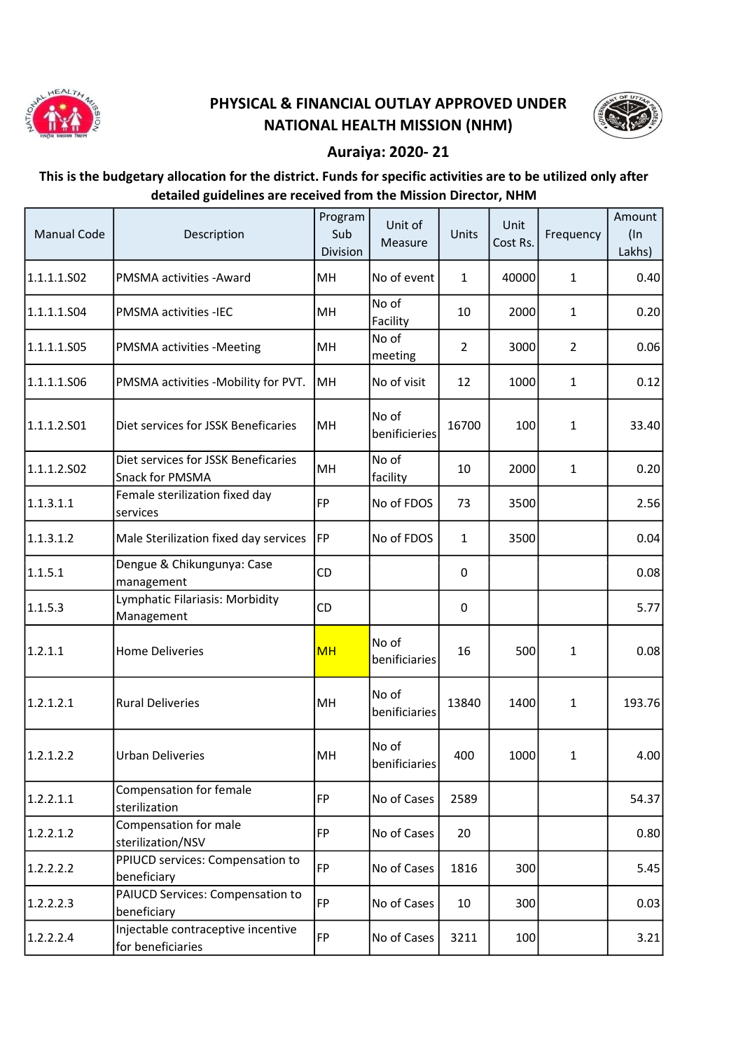# PHYSICAL & FINANCIAL OUTLAY APPROVED UNDER NATIONAL HEALTH MISSION (NHM)

## Auraiya: 2020- 21

**This is the budgetary allocation for the district. Funds for specific activities are to be utilized only after detailed guidelines are received from the Mission Director, NHM**

| Manual Code | Description | Program Sub Division | Unit of Measure | Units | Unit Cost Rs. | Frequency | Amount (In Lakhs) |
|---|---|---|---|---|---|---|---|
| 1.1.1.1.S02 | PMSMA activities -Award | MH | No of event | 1 | 40000 | 1 | 0.40 |
| 1.1.1.1.S04 | PMSMA activities -IEC | MH | No of Facility | 10 | 2000 | 1 | 0.20 |
| 1.1.1.1.S05 | PMSMA activities -Meeting | MH | No of meeting | 2 | 3000 | 2 | 0.06 |
| 1.1.1.1.S06 | PMSMA activities -Mobility for PVT. | MH | No of visit | 12 | 1000 | 1 | 0.12 |
| 1.1.1.2.S01 | Diet services for JSSK Beneficaries | MH | No of benificieries | 16700 | 100 | 1 | 33.40 |
| 1.1.1.2.S02 | Diet services for JSSK Beneficaries Snack for PMSMA | MH | No of facility | 10 | 2000 | 1 | 0.20 |
| 1.1.3.1.1 | Female sterilization fixed day services | FP | No of FDOS | 73 | 3500 | | 2.56 |
| 1.1.3.1.2 | Male Sterilization fixed day services | FP | No of FDOS | 1 | 3500 | | 0.04 |
| 1.1.5.1 | Dengue & Chikungunya: Case management | CD | | 0 | | | 0.08 |
| 1.1.5.3 | Lymphatic Filariasis: Morbidity Management | CD | | 0 | | | 5.77 |
| 1.2.1.1 | Home Deliveries | MH | No of beneficiaries | 16 | 500 | 1 | 0.08 |
| 1.2.1.2.1 | Rural Deliveries | MH | No of benificiaries | 13840 | 1400 | 1 | 193.76 |
| 1.2.1.2.2 | Urban Deliveries | MH | No of benificiaries | 400 | 1000 | 1 | 4.00 |
| 1.2.2.1.1 | Compensation for female sterilization | FP | No of Cases | 2589 | | | 54.37 |
| 1.2.2.1.2 | Compensation for male sterilization/NSV | FP | No of Cases | 20 | | | 0.80 |
| 1.2.2.2.2 | PPIUCD services: Compensation to beneficiary | FP | No of Cases | 1816 | 300 | | 5.45 |
| 1.2.2.2.3 | PAIUCD Services: Compensation to beneficiary | FP | No of Cases | 10 | 300 | | 0.03 |
| 1.2.2.2.4 | Injectable contraceptive incentive for beneficiaries | FP | No of Cases | 3211 | 100 | | 3.21 |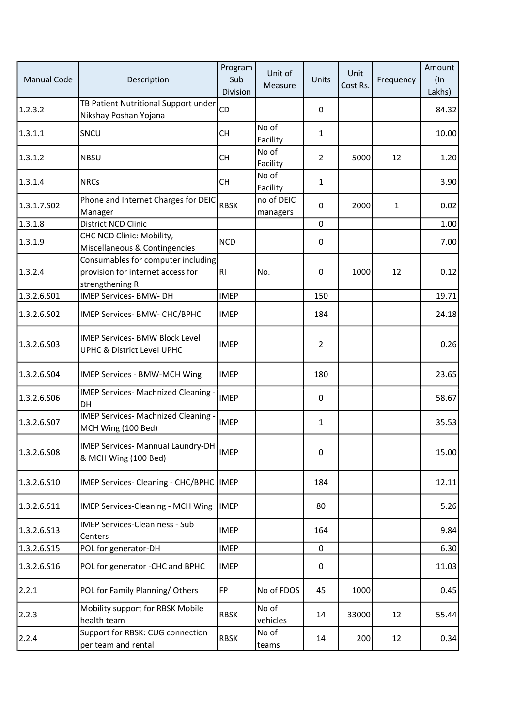| Manual Code | Description | Program Sub Division | Unit of Measure | Units | Unit Cost Rs. | Frequency | Amount (In Lakhs) |
|---|---|---|---|---|---|---|---|
| 1.2.3.2 | TB Patient Nutritional Support under Nikshay Poshan Yojana | CD | | 0 | | | 84.32 |
| 1.3.1.1 | SNCU | CH | No of Facility | 1 | | | 10.00 |
| 1.3.1.2 | NBSU | CH | No of Facility | 2 | 5000 | 12 | 1.20 |
| 1.3.1.4 | NRCs | CH | No of Facility | 1 | | | 3.90 |
| 1.3.1.7.S02 | Phone and Internet Charges for DEIC Manager | RBSK | no of DEIC managers | 0 | 2000 | 1 | 0.02 |
| 1.3.1.8 | District NCD Clinic | | | 0 | | | 1.00 |
| 1.3.1.9 | CHC NCD Clinic: Mobility, Miscellaneous & Contingencies | NCD | | 0 | | | 7.00 |
| 1.3.2.4 | Consumables for computer including provision for internet access for strengthening RI | RI | No. | 0 | 1000 | 12 | 0.12 |
| 1.3.2.6.S01 | IMEP Services- BMW- DH | IMEP | | 150 | | | 19.71 |
| 1.3.2.6.S02 | IMEP Services- BMW- CHC/BPHC | IMEP | | 184 | | | 24.18 |
| 1.3.2.6.S03 | IMEP Services- BMW Block Level UPHC & District Level UPHC | IMEP | | 2 | | | 0.26 |
| 1.3.2.6.S04 | IMEP Services - BMW-MCH Wing | IMEP | | 180 | | | 23.65 |
| 1.3.2.6.S06 | IMEP Services- Machnized Cleaning - DH | IMEP | | 0 | | | 58.67 |
| 1.3.2.6.S07 | IMEP Services- Machnized Cleaning - MCH Wing (100 Bed) | IMEP | | 1 | | | 35.53 |
| 1.3.2.6.S08 | IMEP Services- Mannual Laundry-DH & MCH Wing (100 Bed) | IMEP | | 0 | | | 15.00 |
| 1.3.2.6.S10 | IMEP Services- Cleaning - CHC/BPHC | IMEP | | 184 | | | 12.11 |
| 1.3.2.6.S11 | IMEP Services-Cleaning - MCH Wing | IMEP | | 80 | | | 5.26 |
| 1.3.2.6.S13 | IMEP Services-Cleaniness - Sub Centers | IMEP | | 164 | | | 9.84 |
| 1.3.2.6.S15 | POL for generator-DH | IMEP | | 0 | | | 6.30 |
| 1.3.2.6.S16 | POL for generator -CHC and BPHC | IMEP | | 0 | | | 11.03 |
| 2.2.1 | POL for Family Planning/ Others | FP | No of FDOS | 45 | 1000 | | 0.45 |
| 2.2.3 | Mobility support for RBSK Mobile health team | RBSK | No of vehicles | 14 | 33000 | 12 | 55.44 |
| 2.2.4 | Support for RBSK: CUG connection per team and rental | RBSK | No of teams | 14 | 200 | 12 | 0.34 |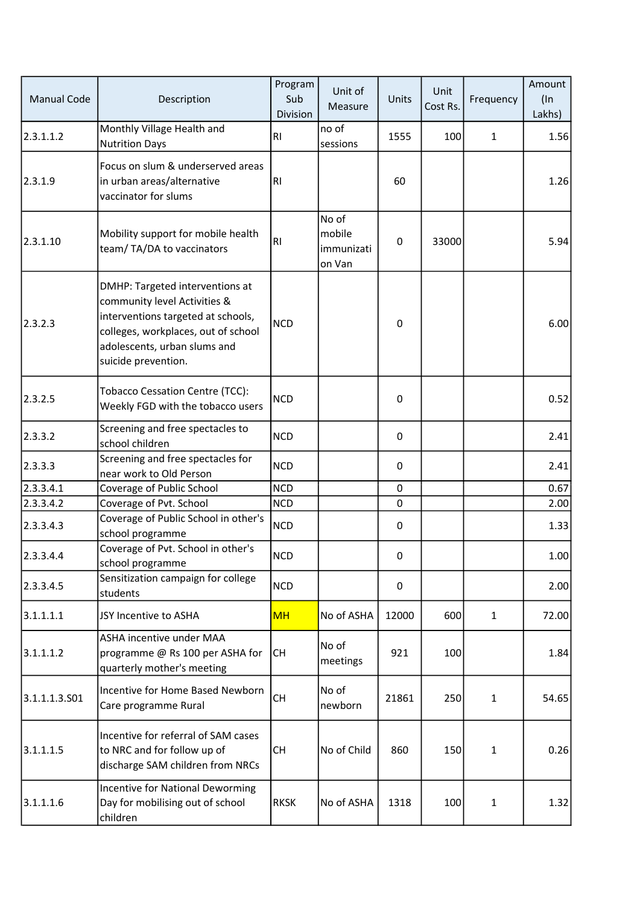| Manual Code | Description | Program Sub Division | Unit of Measure | Units | Unit Cost Rs. | Frequency | Amount (In Lakhs) |
|---|---|---|---|---|---|---|---|
| 2.3.1.1.2 | Monthly Village Health and Nutrition Days | RI | no of sessions | 1555 | 100 | 1 | 1.56 |
| 2.3.1.9 | Focus on slum & underserved areas in urban areas/alternative vaccinator for slums | RI | | 60 | | | 1.26 |
| 2.3.1.10 | Mobility support for mobile health team/ TA/DA to vaccinators | RI | No of mobile immunization Van | 0 | 33000 | | 5.94 |
| 2.3.2.3 | DMHP: Targeted interventions at community level Activities & interventions targeted at schools, colleges, workplaces, out of school adolescents, urban slums and suicide prevention. | NCD | | 0 | | | 6.00 |
| 2.3.2.5 | Tobacco Cessation Centre (TCC): Weekly FGD with the tobacco users | NCD | | 0 | | | 0.52 |
| 2.3.3.2 | Screening and free spectacles to school children | NCD | | 0 | | | 2.41 |
| 2.3.3.3 | Screening and free spectacles for near work to Old Person | NCD | | 0 | | | 2.41 |
| 2.3.3.4.1 | Coverage of Public School | NCD | | 0 | | | 0.67 |
| 2.3.3.4.2 | Coverage of Pvt. School | NCD | | 0 | | | 2.00 |
| 2.3.3.4.3 | Coverage of Public School in other's school programme | NCD | | 0 | | | 1.33 |
| 2.3.3.4.4 | Coverage of Pvt. School in other's school programme | NCD | | 0 | | | 1.00 |
| 2.3.3.4.5 | Sensitization campaign for college students | NCD | | 0 | | | 2.00 |
| 3.1.1.1.1 | JSY Incentive to ASHA | MH | No of ASHA | 12000 | 600 | 1 | 72.00 |
| 3.1.1.1.2 | ASHA incentive under MAA programme @ Rs 100 per ASHA for quarterly mother's meeting | CH | No of meetings | 921 | 100 | | 1.84 |
| 3.1.1.1.3.S01 | Incentive for Home Based Newborn Care programme Rural | CH | No of newborn | 21861 | 250 | 1 | 54.65 |
| 3.1.1.1.5 | Incentive for referral of SAM cases to NRC and for follow up of discharge SAM children from NRCs | CH | No of Child | 860 | 150 | 1 | 0.26 |
| 3.1.1.1.6 | Incentive for National Deworming Day for mobilising out of school children | RKSK | No of ASHA | 1318 | 100 | 1 | 1.32 |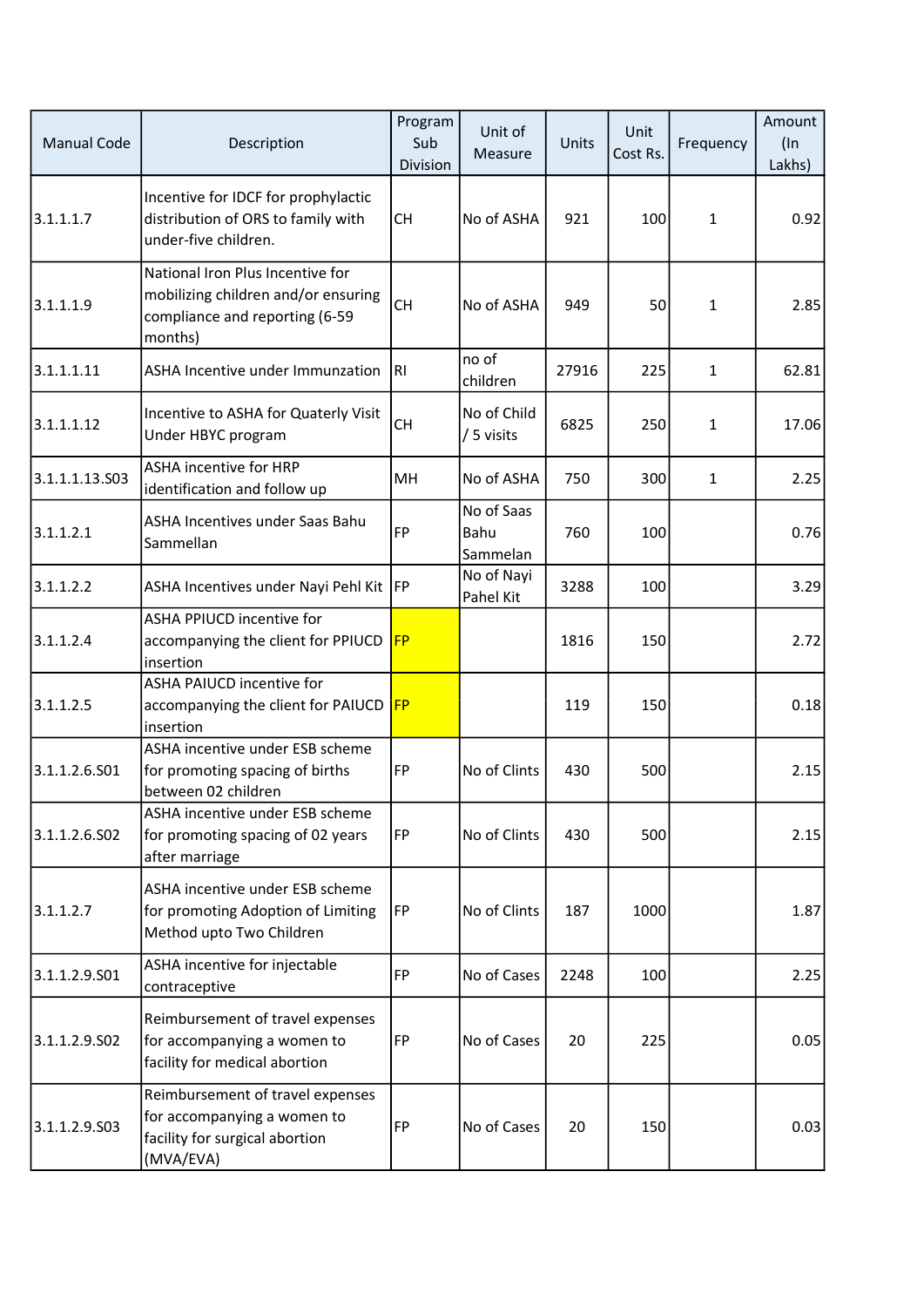| Manual Code | Description | Program Sub Division | Unit of Measure | Units | Unit Cost Rs. | Frequency | Amount (In Lakhs) |
|---|---|---|---|---|---|---|---|
| 3.1.1.1.7 | Incentive for IDCF for prophylactic distribution of ORS to family with under-five children. | CH | No of ASHA | 921 | 100 | 1 | 0.92 |
| 3.1.1.1.9 | National Iron Plus Incentive for mobilizing children and/or ensuring compliance and reporting (6-59 months) | CH | No of ASHA | 949 | 50 | 1 | 2.85 |
| 3.1.1.1.11 | ASHA Incentive under Immunzation | RI | no of children | 27916 | 225 | 1 | 62.81 |
| 3.1.1.1.12 | Incentive to ASHA for Quaterly Visit Under HBYC program | CH | No of Child / 5 visits | 6825 | 250 | 1 | 17.06 |
| 3.1.1.1.13.S03 | ASHA incentive for HRP identification and follow up | MH | No of ASHA | 750 | 300 | 1 | 2.25 |
| 3.1.1.2.1 | ASHA Incentives under Saas Bahu Sammellan | FP | No of Saas Bahu Sammelan | 760 | 100 | | 0.76 |
| 3.1.1.2.2 | ASHA Incentives under Nayi Pehl Kit | FP | No of Nayi Pahel Kit | 3288 | 100 | | 3.29 |
| 3.1.1.2.4 | ASHA PPIUCD incentive for accompanying the client for PPIUCD insertion | FP | | 1816 | 150 | | 2.72 |
| 3.1.1.2.5 | ASHA PAIUCD incentive for accompanying the client for PAIUCD insertion | FP | | 119 | 150 | | 0.18 |
| 3.1.1.2.6.S01 | ASHA incentive under ESB scheme for promoting spacing of births between 02 children | FP | No of Clints | 430 | 500 | | 2.15 |
| 3.1.1.2.6.S02 | ASHA incentive under ESB scheme for promoting spacing of 02 years after marriage | FP | No of Clints | 430 | 500 | | 2.15 |
| 3.1.1.2.7 | ASHA incentive under ESB scheme for promoting Adoption of Limiting Method upto Two Children | FP | No of Clints | 187 | 1000 | | 1.87 |
| 3.1.1.2.9.S01 | ASHA incentive for injectable contraceptive | FP | No of Cases | 2248 | 100 | | 2.25 |
| 3.1.1.2.9.S02 | Reimbursement of travel expenses for accompanying a women to facility for medical abortion | FP | No of Cases | 20 | 225 | | 0.05 |
| 3.1.1.2.9.S03 | Reimbursement of travel expenses for accompanying a women to facility for surgical abortion (MVA/EVA) | FP | No of Cases | 20 | 150 | | 0.03 |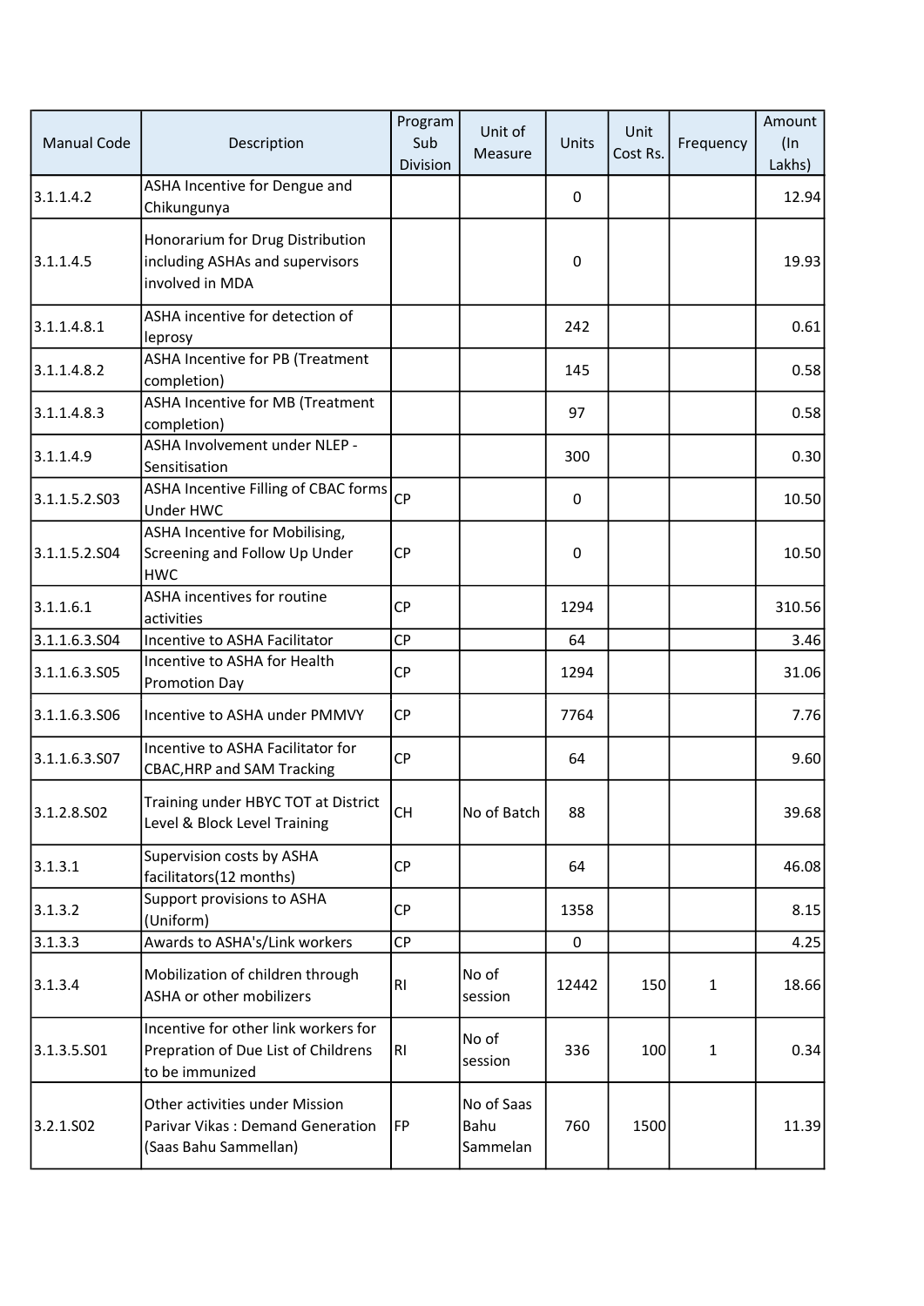| Manual Code | Description | Program Sub Division | Unit of Measure | Units | Unit Cost Rs. | Frequency | Amount (In Lakhs) |
|---|---|---|---|---|---|---|---|
| 3.1.1.4.2 | ASHA Incentive for Dengue and Chikungunya | | | 0 | | | 12.94 |
| 3.1.1.4.5 | Honorarium for Drug Distribution including ASHAs and supervisors involved in MDA | | | 0 | | | 19.93 |
| 3.1.1.4.8.1 | ASHA incentive for detection of leprosy | | | 242 | | | 0.61 |
| 3.1.1.4.8.2 | ASHA Incentive for PB (Treatment completion) | | | 145 | | | 0.58 |
| 3.1.1.4.8.3 | ASHA Incentive for MB (Treatment completion) | | | 97 | | | 0.58 |
| 3.1.1.4.9 | ASHA Involvement under NLEP - Sensitisation | | | 300 | | | 0.30 |
| 3.1.1.5.2.S03 | ASHA Incentive Filling of CBAC forms Under HWC | CP | | 0 | | | 10.50 |
| 3.1.1.5.2.S04 | ASHA Incentive for Mobilising, Screening and Follow Up Under HWC | CP | | 0 | | | 10.50 |
| 3.1.1.6.1 | ASHA incentives for routine activities | CP | | 1294 | | | 310.56 |
| 3.1.1.6.3.S04 | Incentive to ASHA Facilitator | CP | | 64 | | | 3.46 |
| 3.1.1.6.3.S05 | Incentive to ASHA for Health Promotion Day | CP | | 1294 | | | 31.06 |
| 3.1.1.6.3.S06 | Incentive to ASHA under PMMVY | CP | | 7764 | | | 7.76 |
| 3.1.1.6.3.S07 | Incentive to ASHA Facilitator for CBAC,HRP and SAM Tracking | CP | | 64 | | | 9.60 |
| 3.1.2.8.S02 | Training under HBYC TOT at District Level & Block Level Training | CH | No of Batch | 88 | | | 39.68 |
| 3.1.3.1 | Supervision costs by ASHA facilitators(12 months) | CP | | 64 | | | 46.08 |
| 3.1.3.2 | Support provisions to ASHA (Uniform) | CP | | 1358 | | | 8.15 |
| 3.1.3.3 | Awards to ASHA's/Link workers | CP | | 0 | | | 4.25 |
| 3.1.3.4 | Mobilization of children through ASHA or other mobilizers | RI | No of session | 12442 | 150 | 1 | 18.66 |
| 3.1.3.5.S01 | Incentive for other link workers for Prepration of Due List of Childrens to be immunized | RI | No of session | 336 | 100 | 1 | 0.34 |
| 3.2.1.S02 | Other activities under Mission Parivar Vikas : Demand Generation (Saas Bahu Sammellan) | FP | No of Saas Bahu Sammelan | 760 | 1500 | | 11.39 |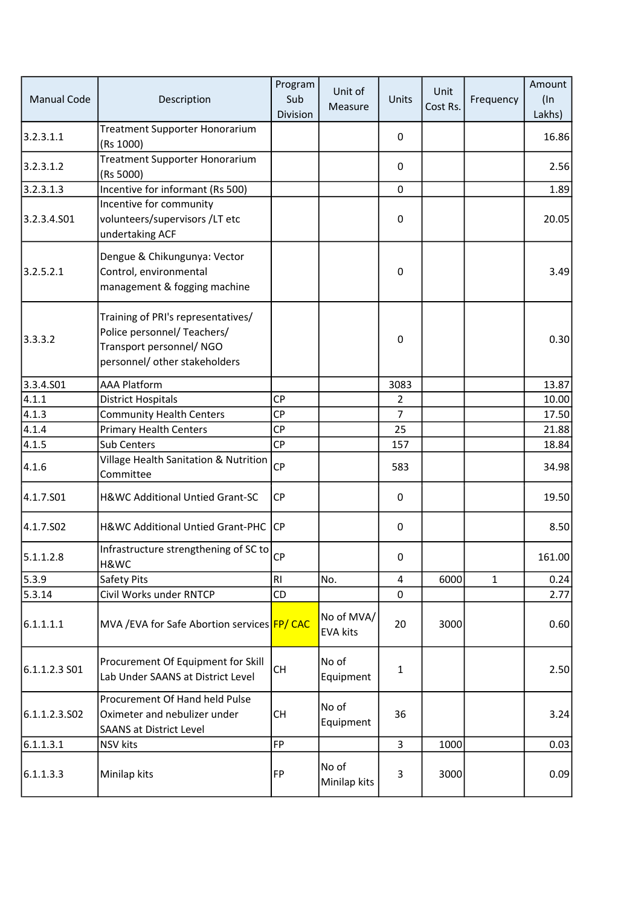| Manual Code | Description | Program Sub Division | Unit of Measure | Units | Unit Cost Rs. | Frequency | Amount (In Lakhs) |
|---|---|---|---|---|---|---|---|
| 3.2.3.1.1 | Treatment Supporter Honorarium (Rs 1000) | | | 0 | | | 16.86 |
| 3.2.3.1.2 | Treatment Supporter Honorarium (Rs 5000) | | | 0 | | | 2.56 |
| 3.2.3.1.3 | Incentive for informant (Rs 500) | | | 0 | | | 1.89 |
| 3.2.3.4.S01 | Incentive for community volunteers/supervisors /LT etc undertaking ACF | | | 0 | | | 20.05 |
| 3.2.5.2.1 | Dengue & Chikungunya: Vector Control, environmental management & fogging machine | | | 0 | | | 3.49 |
| 3.3.3.2 | Training of PRI's representatives/ Police personnel/ Teachers/ Transport personnel/ NGO personnel/ other stakeholders | | | 0 | | | 0.30 |
| 3.3.4.S01 | AAA Platform | | | 3083 | | | 13.87 |
| 4.1.1 | District Hospitals | CP | | 2 | | | 10.00 |
| 4.1.3 | Community Health Centers | CP | | 7 | | | 17.50 |
| 4.1.4 | Primary Health Centers | CP | | 25 | | | 21.88 |
| 4.1.5 | Sub Centers | CP | | 157 | | | 18.84 |
| 4.1.6 | Village Health Sanitation & Nutrition Committee | CP | | 583 | | | 34.98 |
| 4.1.7.S01 | H&WC Additional Untied Grant-SC | CP | | 0 | | | 19.50 |
| 4.1.7.S02 | H&WC Additional Untied Grant-PHC | CP | | 0 | | | 8.50 |
| 5.1.1.2.8 | Infrastructure strengthening of SC to H&WC | CP | | 0 | | | 161.00 |
| 5.3.9 | Safety Pits | RI | No. | 4 | 6000 | 1 | 0.24 |
| 5.3.14 | Civil Works under RNTCP | CD | | 0 | | | 2.77 |
| 6.1.1.1.1 | MVA /EVA for Safe Abortion services | FP/ CAC | No of MVA/ EVA kits | 20 | 3000 | | 0.60 |
| 6.1.1.2.3 S01 | Procurement Of Equipment for Skill Lab Under SAANS at District Level | CH | No of Equipment | 1 | | | 2.50 |
| 6.1.1.2.3.S02 | Procurement Of Hand held Pulse Oximeter and nebulizer under SAANS at District Level | CH | No of Equipment | 36 | | | 3.24 |
| 6.1.1.3.1 | NSV kits | FP | | 3 | 1000 | | 0.03 |
| 6.1.1.3.3 | Minilap kits | FP | No of Minilap kits | 3 | 3000 | | 0.09 |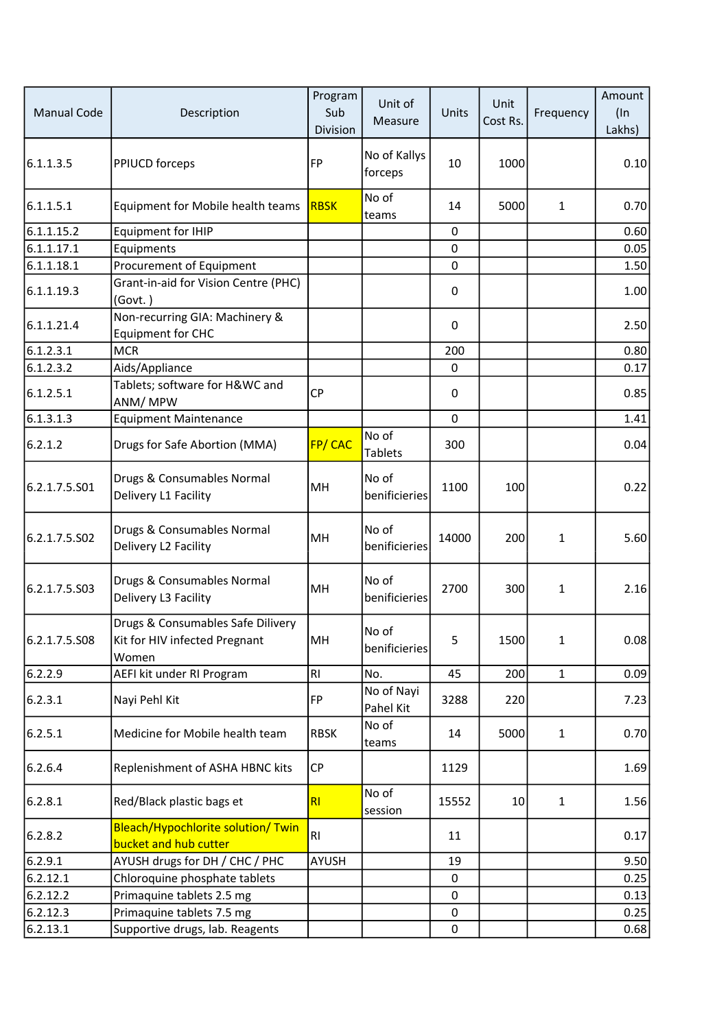| Manual Code | Description | Program Sub Division | Unit of Measure | Units | Unit Cost Rs. | Frequency | Amount (In Lakhs) |
|---|---|---|---|---|---|---|---|
| 6.1.1.3.5 | PPIUCD forceps | FP | No of Kallys forceps | 10 | 1000 | | 0.10 |
| 6.1.1.5.1 | Equipment for Mobile health teams | RBSK | No of teams | 14 | 5000 | 1 | 0.70 |
| 6.1.1.15.2 | Equipment for IHIP | | | 0 | | | 0.60 |
| 6.1.1.17.1 | Equipments | | | 0 | | | 0.05 |
| 6.1.1.18.1 | Procurement of Equipment | | | 0 | | | 1.50 |
| 6.1.1.19.3 | Grant-in-aid for Vision Centre (PHC) (Govt. ) | | | 0 | | | 1.00 |
| 6.1.1.21.4 | Non-recurring GIA: Machinery & Equipment for CHC | | | 0 | | | 2.50 |
| 6.1.2.3.1 | MCR | | | 200 | | | 0.80 |
| 6.1.2.3.2 | Aids/Appliance | | | 0 | | | 0.17 |
| 6.1.2.5.1 | Tablets; software for H&WC and ANM/ MPW | CP | | 0 | | | 0.85 |
| 6.1.3.1.3 | Equipment Maintenance | | | 0 | | | 1.41 |
| 6.2.1.2 | Drugs for Safe Abortion (MMA) | FP/ CAC | No of Tablets | 300 | | | 0.04 |
| 6.2.1.7.5.S01 | Drugs & Consumables Normal Delivery L1 Facility | MH | No of benificieries | 1100 | 100 | | 0.22 |
| 6.2.1.7.5.S02 | Drugs & Consumables Normal Delivery L2 Facility | MH | No of benificieries | 14000 | 200 | 1 | 5.60 |
| 6.2.1.7.5.S03 | Drugs & Consumables Normal Delivery L3 Facility | MH | No of benificieries | 2700 | 300 | 1 | 2.16 |
| 6.2.1.7.5.S08 | Drugs & Consumables Safe Dilivery Kit for HIV infected Pregnant Women | MH | No of benificieries | 5 | 1500 | 1 | 0.08 |
| 6.2.2.9 | AEFI kit under RI Program | RI | No. | 45 | 200 | 1 | 0.09 |
| 6.2.3.1 | Nayi Pehl Kit | FP | No of Nayi Pahel Kit | 3288 | 220 | | 7.23 |
| 6.2.5.1 | Medicine for Mobile health team | RBSK | No of teams | 14 | 5000 | 1 | 0.70 |
| 6.2.6.4 | Replenishment of ASHA HBNC kits | CP | | 1129 | | | 1.69 |
| 6.2.8.1 | Red/Black plastic bags et | RI | No of session | 15552 | 10 | 1 | 1.56 |
| 6.2.8.2 | Bleach/Hypochlorite solution/ Twin bucket and hub cutter | RI | | 11 | | | 0.17 |
| 6.2.9.1 | AYUSH drugs for DH / CHC / PHC | AYUSH | | 19 | | | 9.50 |
| 6.2.12.1 | Chloroquine phosphate tablets | | | 0 | | | 0.25 |
| 6.2.12.2 | Primaquine tablets 2.5 mg | | | 0 | | | 0.13 |
| 6.2.12.3 | Primaquine tablets 7.5 mg | | | 0 | | | 0.25 |
| 6.2.13.1 | Supportive drugs, lab. Reagents | | | 0 | | | 0.68 |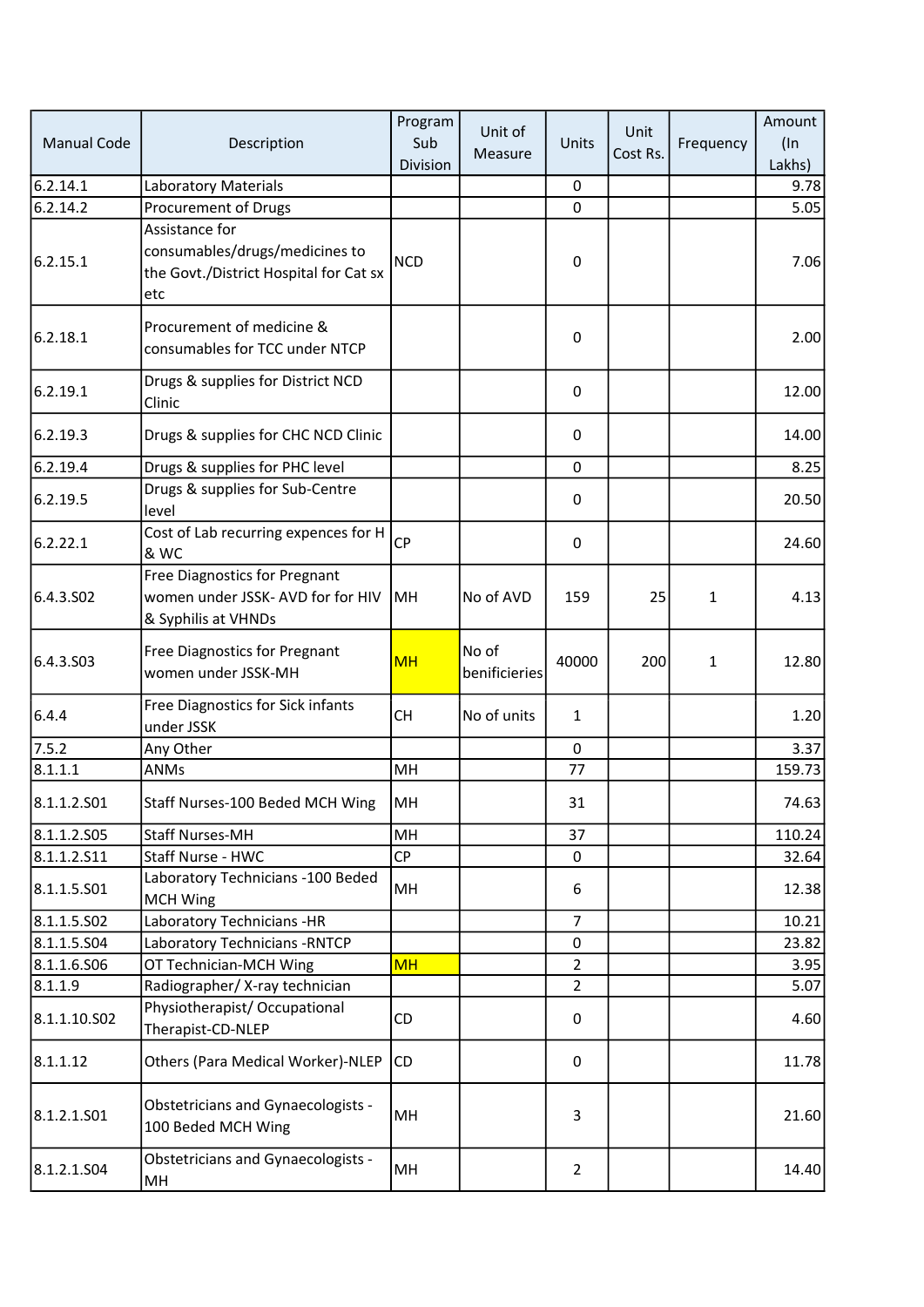| Manual Code | Description | Program Sub Division | Unit of Measure | Units | Unit Cost Rs. | Frequency | Amount (In Lakhs) |
|---|---|---|---|---|---|---|---|
| 6.2.14.1 | Laboratory Materials | | | 0 | | | 9.78 |
| 6.2.14.2 | Procurement of Drugs | | | 0 | | | 5.05 |
| 6.2.15.1 | Assistance for consumables/drugs/medicines to the Govt./District Hospital for Cat sx etc | NCD | | 0 | | | 7.06 |
| 6.2.18.1 | Procurement of medicine & consumables for TCC under NTCP | | | 0 | | | 2.00 |
| 6.2.19.1 | Drugs & supplies for District NCD Clinic | | | 0 | | | 12.00 |
| 6.2.19.3 | Drugs & supplies for CHC NCD Clinic | | | 0 | | | 14.00 |
| 6.2.19.4 | Drugs & supplies for PHC level | | | 0 | | | 8.25 |
| 6.2.19.5 | Drugs & supplies for Sub-Centre level | | | 0 | | | 20.50 |
| 6.2.22.1 | Cost of Lab recurring expences for H & WC | CP | | 0 | | | 24.60 |
| 6.4.3.S02 | Free Diagnostics for Pregnant women under JSSK- AVD for for HIV & Syphilis at VHNDs | MH | No of AVD | 159 | 25 | 1 | 4.13 |
| 6.4.3.S03 | Free Diagnostics for Pregnant women under JSSK-MH | MH | No of benificieries | 40000 | 200 | 1 | 12.80 |
| 6.4.4 | Free Diagnostics for Sick infants under JSSK | CH | No of units | 1 | | | 1.20 |
| 7.5.2 | Any Other | | | 0 | | | 3.37 |
| 8.1.1.1 | ANMs | MH | | 77 | | | 159.73 |
| 8.1.1.2.S01 | Staff Nurses-100 Beded MCH Wing | MH | | 31 | | | 74.63 |
| 8.1.1.2.S05 | Staff Nurses-MH | MH | | 37 | | | 110.24 |
| 8.1.1.2.S11 | Staff Nurse - HWC | CP | | 0 | | | 32.64 |
| 8.1.1.5.S01 | Laboratory Technicians -100 Beded MCH Wing | MH | | 6 | | | 12.38 |
| 8.1.1.5.S02 | Laboratory Technicians -HR | | | 7 | | | 10.21 |
| 8.1.1.5.S04 | Laboratory Technicians -RNTCP | | | 0 | | | 23.82 |
| 8.1.1.6.S06 | OT Technician-MCH Wing | MH | | 2 | | | 3.95 |
| 8.1.1.9 | Radiographer/ X-ray technician | | | 2 | | | 5.07 |
| 8.1.1.10.S02 | Physiotherapist/ Occupational Therapist-CD-NLEP | CD | | 0 | | | 4.60 |
| 8.1.1.12 | Others (Para Medical Worker)-NLEP | CD | | 0 | | | 11.78 |
| 8.1.2.1.S01 | Obstetricians and Gynaecologists - 100 Beded MCH Wing | MH | | 3 | | | 21.60 |
| 8.1.2.1.S04 | Obstetricians and Gynaecologists - MH | MH | | 2 | | | 14.40 |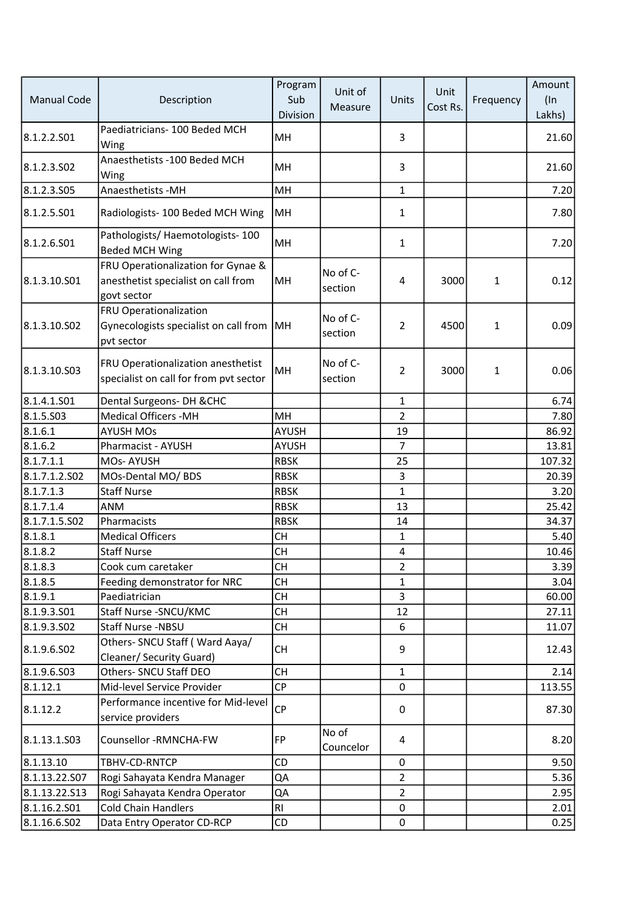| Manual Code | Description | Program Sub Division | Unit of Measure | Units | Unit Cost Rs. | Frequency | Amount (In Lakhs) |
|---|---|---|---|---|---|---|---|
| 8.1.2.2.S01 | Paediatricians- 100 Beded MCH Wing | MH | | 3 | | | 21.60 |
| 8.1.2.3.S02 | Anaesthetists -100 Beded MCH Wing | MH | | 3 | | | 21.60 |
| 8.1.2.3.S05 | Anaesthetists -MH | MH | | 1 | | | 7.20 |
| 8.1.2.5.S01 | Radiologists- 100 Beded MCH Wing | MH | | 1 | | | 7.80 |
| 8.1.2.6.S01 | Pathologists/ Haemotologists- 100 Beded MCH Wing | MH | | 1 | | | 7.20 |
| 8.1.3.10.S01 | FRU Operationalization for Gynae & anesthetist specialist on call from govt sector | MH | No of C-section | 4 | 3000 | 1 | 0.12 |
| 8.1.3.10.S02 | FRU Operationalization Gynecologists specialist on call from pvt sector | MH | No of C-section | 2 | 4500 | 1 | 0.09 |
| 8.1.3.10.S03 | FRU Operationalization anesthetist specialist on call for from pvt sector | MH | No of C-section | 2 | 3000 | 1 | 0.06 |
| 8.1.4.1.S01 | Dental Surgeons- DH &CHC | | | 1 | | | 6.74 |
| 8.1.5.S03 | Medical Officers -MH | MH | | 2 | | | 7.80 |
| 8.1.6.1 | AYUSH MOs | AYUSH | | 19 | | | 86.92 |
| 8.1.6.2 | Pharmacist - AYUSH | AYUSH | | 7 | | | 13.81 |
| 8.1.7.1.1 | MOs- AYUSH | RBSK | | 25 | | | 107.32 |
| 8.1.7.1.2.S02 | MOs-Dental MO/ BDS | RBSK | | 3 | | | 20.39 |
| 8.1.7.1.3 | Staff Nurse | RBSK | | 1 | | | 3.20 |
| 8.1.7.1.4 | ANM | RBSK | | 13 | | | 25.42 |
| 8.1.7.1.5.S02 | Pharmacists | RBSK | | 14 | | | 34.37 |
| 8.1.8.1 | Medical Officers | CH | | 1 | | | 5.40 |
| 8.1.8.2 | Staff Nurse | CH | | 4 | | | 10.46 |
| 8.1.8.3 | Cook cum caretaker | CH | | 2 | | | 3.39 |
| 8.1.8.5 | Feeding demonstrator for NRC | CH | | 1 | | | 3.04 |
| 8.1.9.1 | Paediatrician | CH | | 3 | | | 60.00 |
| 8.1.9.3.S01 | Staff Nurse -SNCU/KMC | CH | | 12 | | | 27.11 |
| 8.1.9.3.S02 | Staff Nurse -NBSU | CH | | 6 | | | 11.07 |
| 8.1.9.6.S02 | Others- SNCU Staff ( Ward Aaya/ Cleaner/ Security Guard) | CH | | 9 | | | 12.43 |
| 8.1.9.6.S03 | Others- SNCU Staff DEO | CH | | 1 | | | 2.14 |
| 8.1.12.1 | Mid-level Service Provider | CP | | 0 | | | 113.55 |
| 8.1.12.2 | Performance incentive for Mid-level service providers | CP | | 0 | | | 87.30 |
| 8.1.13.1.S03 | Counsellor -RMNCHA-FW | FP | No of Councelor | 4 | | | 8.20 |
| 8.1.13.10 | TBHV-CD-RNTCP | CD | | 0 | | | 9.50 |
| 8.1.13.22.S07 | Rogi Sahayata Kendra Manager | QA | | 2 | | | 5.36 |
| 8.1.13.22.S13 | Rogi Sahayata Kendra Operator | QA | | 2 | | | 2.95 |
| 8.1.16.2.S01 | Cold Chain Handlers | RI | | 0 | | | 2.01 |
| 8.1.16.6.S02 | Data Entry Operator CD-RCP | CD | | 0 | | | 0.25 |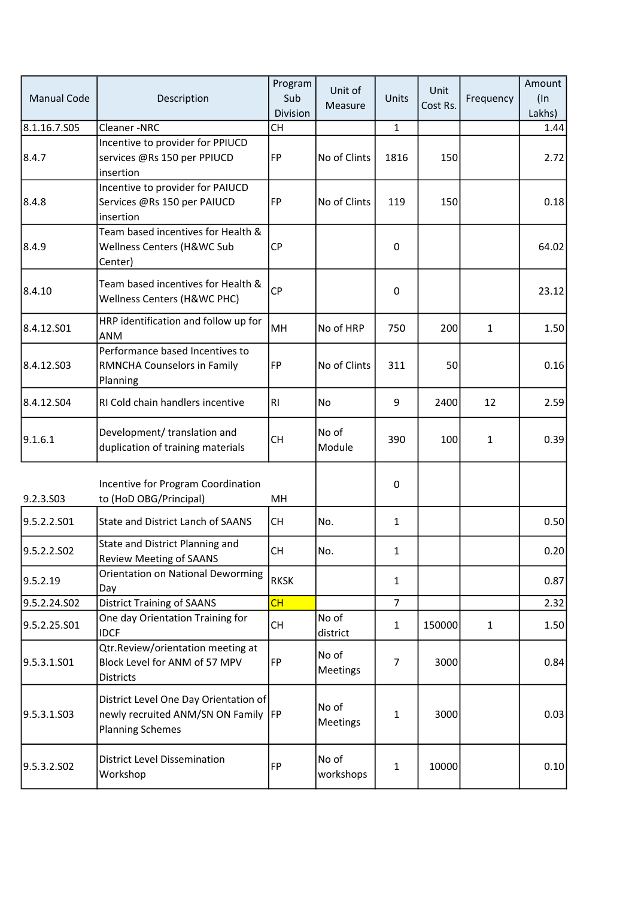| Manual Code | Description | Program Sub Division | Unit of Measure | Units | Unit Cost Rs. | Frequency | Amount (In Lakhs) |
|---|---|---|---|---|---|---|---|
| 8.1.16.7.S05 | Cleaner -NRC | CH | | 1 | | | 1.44 |
| 8.4.7 | Incentive to provider for PPIUCD services @Rs 150 per PPIUCD insertion | FP | No of Clints | 1816 | 150 | | 2.72 |
| 8.4.8 | Incentive to provider for PAIUCD Services @Rs 150 per PAIUCD insertion | FP | No of Clints | 119 | 150 | | 0.18 |
| 8.4.9 | Team based incentives for Health & Wellness Centers (H&WC Sub Center) | CP | | 0 | | | 64.02 |
| 8.4.10 | Team based incentives for Health & Wellness Centers (H&WC PHC) | CP | | 0 | | | 23.12 |
| 8.4.12.S01 | HRP identification and follow up for ANM | MH | No of HRP | 750 | 200 | 1 | 1.50 |
| 8.4.12.S03 | Performance based Incentives to RMNCHA Counselors in Family Planning | FP | No of Clints | 311 | 50 | | 0.16 |
| 8.4.12.S04 | RI Cold chain handlers incentive | RI | No | 9 | 2400 | 12 | 2.59 |
| 9.1.6.1 | Development/ translation and duplication of training materials | CH | No of Module | 390 | 100 | 1 | 0.39 |
| 9.2.3.S03 | Incentive for Program Coordination to (HoD OBG/Principal) | MH | | 0 | | | |
| 9.5.2.2.S01 | State and District Lanch of SAANS | CH | No. | 1 | | | 0.50 |
| 9.5.2.2.S02 | State and District Planning and Review Meeting of SAANS | CH | No. | 1 | | | 0.20 |
| 9.5.2.19 | Orientation on National Deworming Day | RKSK | | 1 | | | 0.87 |
| 9.5.2.24.S02 | District Training of SAANS | CH | | 7 | | | 2.32 |
| 9.5.2.25.S01 | One day Orientation Training for IDCF | CH | No of district | 1 | 150000 | 1 | 1.50 |
| 9.5.3.1.S01 | Qtr.Review/orientation meeting at Block Level for ANM of 57 MPV Districts | FP | No of Meetings | 7 | 3000 | | 0.84 |
| 9.5.3.1.S03 | District Level One Day Orientation of newly recruited ANM/SN ON Family Planning Schemes | FP | No of Meetings | 1 | 3000 | | 0.03 |
| 9.5.3.2.S02 | District Level Dissemination Workshop | FP | No of workshops | 1 | 10000 | | 0.10 |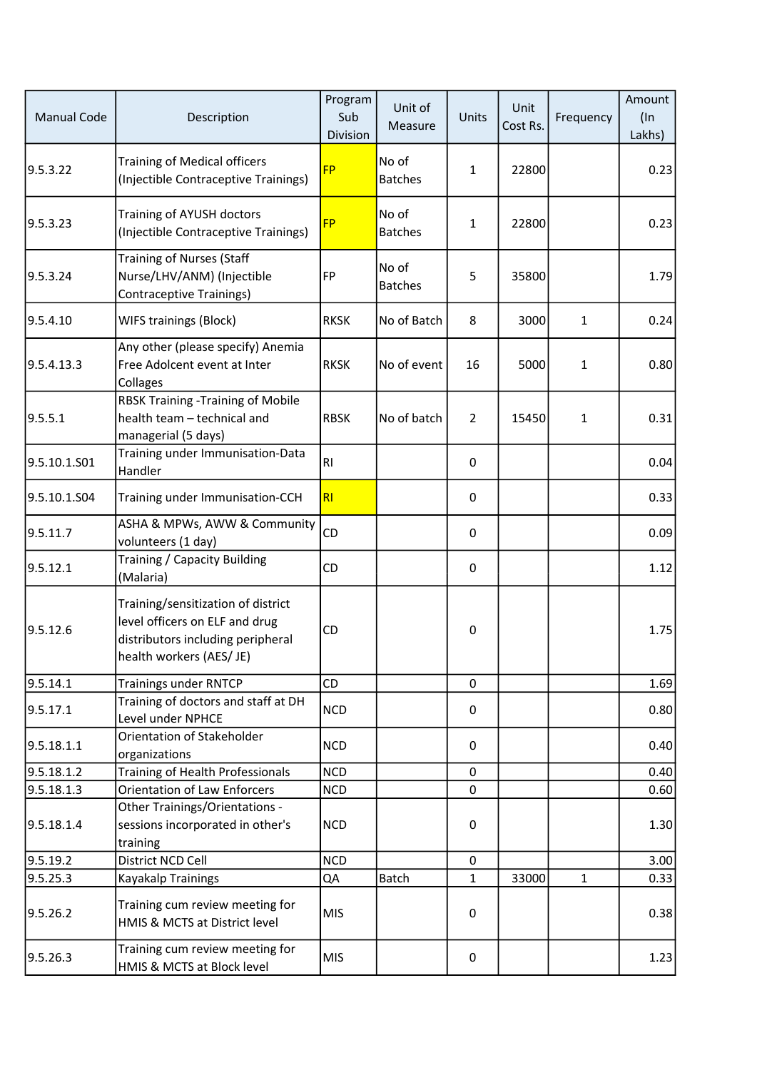| Manual Code | Description | Program Sub Division | Unit of Measure | Units | Unit Cost Rs. | Frequency | Amount (In Lakhs) |
|---|---|---|---|---|---|---|---|
| 9.5.3.22 | Training of Medical officers (Injectible Contraceptive Trainings) | FP | No of Batches | 1 | 22800 | | 0.23 |
| 9.5.3.23 | Training of AYUSH doctors (Injectible Contraceptive Trainings) | FP | No of Batches | 1 | 22800 | | 0.23 |
| 9.5.3.24 | Training of Nurses (Staff Nurse/LHV/ANM) (Injectible Contraceptive Trainings) | FP | No of Batches | 5 | 35800 | | 1.79 |
| 9.5.4.10 | WIFS trainings (Block) | RKSK | No of Batch | 8 | 3000 | 1 | 0.24 |
| 9.5.4.13.3 | Any other (please specify) Anemia Free Adolcent event at Inter Collages | RKSK | No of event | 16 | 5000 | 1 | 0.80 |
| 9.5.5.1 | RBSK Training -Training of Mobile health team – technical and managerial (5 days) | RBSK | No of batch | 2 | 15450 | 1 | 0.31 |
| 9.5.10.1.S01 | Training under Immunisation-Data Handler | RI | | 0 | | | 0.04 |
| 9.5.10.1.S04 | Training under Immunisation-CCH | RI | | 0 | | | 0.33 |
| 9.5.11.7 | ASHA & MPWs, AWW & Community volunteers (1 day) | CD | | 0 | | | 0.09 |
| 9.5.12.1 | Training / Capacity Building (Malaria) | CD | | 0 | | | 1.12 |
| 9.5.12.6 | Training/sensitization of district level officers on ELF and drug distributors including peripheral health workers (AES/ JE) | CD | | 0 | | | 1.75 |
| 9.5.14.1 | Trainings under RNTCP | CD | | 0 | | | 1.69 |
| 9.5.17.1 | Training of doctors and staff at DH Level under NPHCE | NCD | | 0 | | | 0.80 |
| 9.5.18.1.1 | Orientation of Stakeholder organizations | NCD | | 0 | | | 0.40 |
| 9.5.18.1.2 | Training of Health Professionals | NCD | | 0 | | | 0.40 |
| 9.5.18.1.3 | Orientation of Law Enforcers | NCD | | 0 | | | 0.60 |
| 9.5.18.1.4 | Other Trainings/Orientations - sessions incorporated in other's training | NCD | | 0 | | | 1.30 |
| 9.5.19.2 | District NCD Cell | NCD | | 0 | | | 3.00 |
| 9.5.25.3 | Kayakalp Trainings | QA | Batch | 1 | 33000 | 1 | 0.33 |
| 9.5.26.2 | Training cum review meeting for HMIS & MCTS at District level | MIS | | 0 | | | 0.38 |
| 9.5.26.3 | Training cum review meeting for HMIS & MCTS at Block level | MIS | | 0 | | | 1.23 |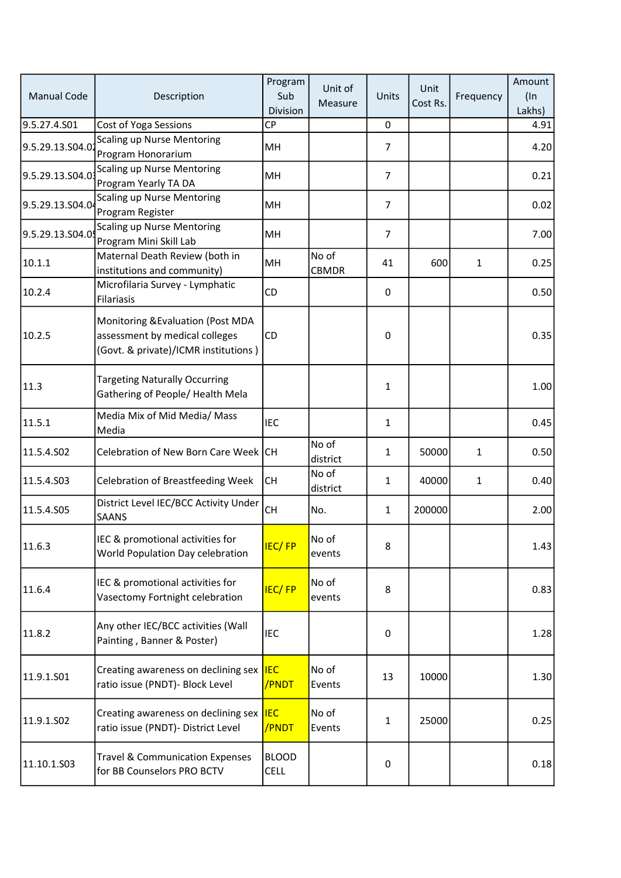| Manual Code | Description | Program Sub Division | Unit of Measure | Units | Unit Cost Rs. | Frequency | Amount (In Lakhs) |
|---|---|---|---|---|---|---|---|
| 9.5.27.4.S01 | Cost of Yoga Sessions | CP | | 0 | | | 4.91 |
| 9.5.29.13.S04.02 | Scaling up Nurse Mentoring Program Honorarium | MH | | 7 | | | 4.20 |
| 9.5.29.13.S04.03 | Scaling up Nurse Mentoring Program Yearly TA DA | MH | | 7 | | | 0.21 |
| 9.5.29.13.S04.04 | Scaling up Nurse Mentoring Program Register | MH | | 7 | | | 0.02 |
| 9.5.29.13.S04.05 | Scaling up Nurse Mentoring Program Mini Skill Lab | MH | | 7 | | | 7.00 |
| 10.1.1 | Maternal Death Review (both in institutions and community) | MH | No of CBMDR | 41 | 600 | 1 | 0.25 |
| 10.2.4 | Microfilaria Survey - Lymphatic Filariasis | CD | | 0 | | | 0.50 |
| 10.2.5 | Monitoring &Evaluation (Post MDA assessment by medical colleges (Govt. & private)/ICMR institutions ) | CD | | 0 | | | 0.35 |
| 11.3 | Targeting Naturally Occurring Gathering of People/ Health Mela | | | 1 | | | 1.00 |
| 11.5.1 | Media Mix of Mid Media/ Mass Media | IEC | | 1 | | | 0.45 |
| 11.5.4.S02 | Celebration of New Born Care Week | CH | No of district | 1 | 50000 | 1 | 0.50 |
| 11.5.4.S03 | Celebration of Breastfeeding Week | CH | No of district | 1 | 40000 | 1 | 0.40 |
| 11.5.4.S05 | District Level IEC/BCC Activity Under SAANS | CH | No. | 1 | 200000 | | 2.00 |
| 11.6.3 | IEC & promotional activities for World Population Day celebration | IEC/ FP | No of events | 8 | | | 1.43 |
| 11.6.4 | IEC & promotional activities for Vasectomy Fortnight celebration | IEC/ FP | No of events | 8 | | | 0.83 |
| 11.8.2 | Any other IEC/BCC activities (Wall Painting , Banner & Poster) | IEC | | 0 | | | 1.28 |
| 11.9.1.S01 | Creating awareness on declining sex ratio issue (PNDT)- Block Level | IEC /PNDT | No of Events | 13 | 10000 | | 1.30 |
| 11.9.1.S02 | Creating awareness on declining sex ratio issue (PNDT)- District Level | IEC /PNDT | No of Events | 1 | 25000 | | 0.25 |
| 11.10.1.S03 | Travel & Communication Expenses for BB Counselors PRO BCTV | BLOOD CELL | | 0 | | | 0.18 |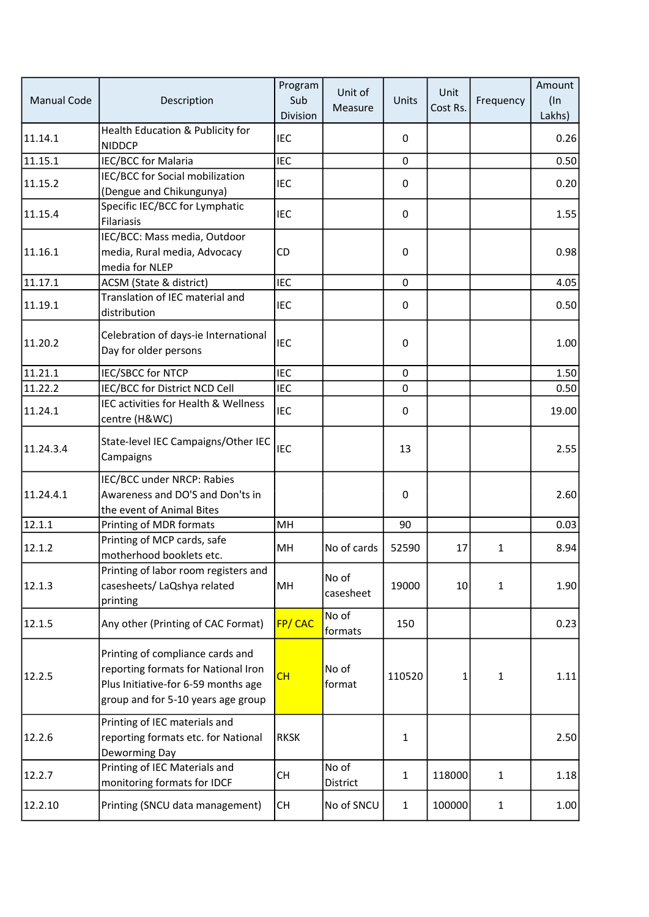| Manual Code | Description | Program Sub Division | Unit of Measure | Units | Unit Cost Rs. | Frequency | Amount (In Lakhs) |
|---|---|---|---|---|---|---|---|
| 11.14.1 | Health Education & Publicity for NIDDCP | IEC | | 0 | | | 0.26 |
| 11.15.1 | IEC/BCC for Malaria | IEC | | 0 | | | 0.50 |
| 11.15.2 | IEC/BCC for Social mobilization (Dengue and Chikungunya) | IEC | | 0 | | | 0.20 |
| 11.15.4 | Specific IEC/BCC for Lymphatic Filariasis | IEC | | 0 | | | 1.55 |
| 11.16.1 | IEC/BCC: Mass media, Outdoor media, Rural media, Advocacy media for NLEP | CD | | 0 | | | 0.98 |
| 11.17.1 | ACSM (State & district) | IEC | | 0 | | | 4.05 |
| 11.19.1 | Translation of IEC material and distribution | IEC | | 0 | | | 0.50 |
| 11.20.2 | Celebration of days-ie International Day for older persons | IEC | | 0 | | | 1.00 |
| 11.21.1 | IEC/SBCC for NTCP | IEC | | 0 | | | 1.50 |
| 11.22.2 | IEC/BCC for District NCD Cell | IEC | | 0 | | | 0.50 |
| 11.24.1 | IEC activities for Health & Wellness centre (H&WC) | IEC | | 0 | | | 19.00 |
| 11.24.3.4 | State-level IEC Campaigns/Other IEC Campaigns | IEC | | 13 | | | 2.55 |
| 11.24.4.1 | IEC/BCC under NRCP: Rabies Awareness and DO'S and Don'ts in the event of Animal Bites | | | 0 | | | 2.60 |
| 12.1.1 | Printing of MDR formats | MH | | 90 | | | 0.03 |
| 12.1.2 | Printing of MCP cards, safe motherhood booklets etc. | MH | No of cards | 52590 | 17 | 1 | 8.94 |
| 12.1.3 | Printing of labor room registers and casesheets/ LaQshya related printing | MH | No of casesheet | 19000 | 10 | 1 | 1.90 |
| 12.1.5 | Any other (Printing of CAC Format) | FP/ CAC | No of formats | 150 | | | 0.23 |
| 12.2.5 | Printing of compliance cards and reporting formats for National Iron Plus Initiative-for 6-59 months age group and for 5-10 years age group | CH | No of format | 110520 | 1 | 1 | 1.11 |
| 12.2.6 | Printing of IEC materials and reporting formats etc. for National Deworming Day | RKSK | | 1 | | | 2.50 |
| 12.2.7 | Printing of IEC Materials and monitoring formats for IDCF | CH | No of District | 1 | 118000 | 1 | 1.18 |
| 12.2.10 | Printing (SNCU data management) | CH | No of SNCU | 1 | 100000 | 1 | 1.00 |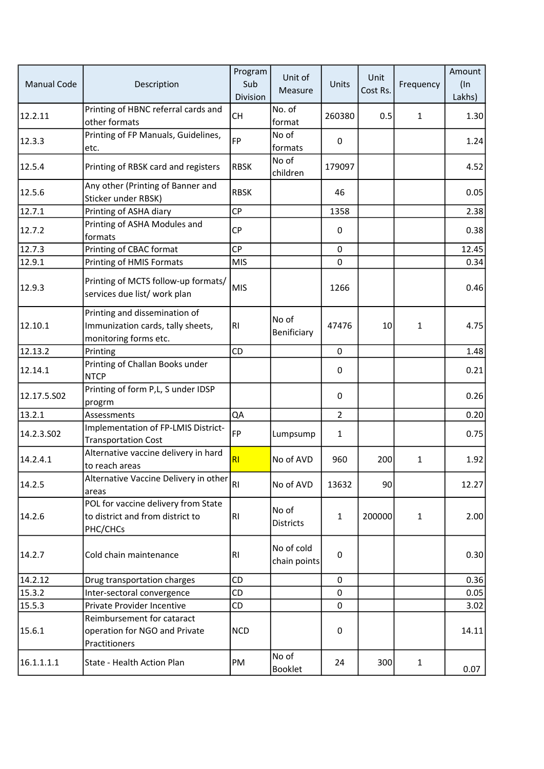| Manual Code | Description | Program Sub Division | Unit of Measure | Units | Unit Cost Rs. | Frequency | Amount (In Lakhs) |
|---|---|---|---|---|---|---|---|
| 12.2.11 | Printing of HBNC referral cards and other formats | CH | No. of format | 260380 | 0.5 | 1 | 1.30 |
| 12.3.3 | Printing of FP Manuals, Guidelines, etc. | FP | No of formats | 0 | | | 1.24 |
| 12.5.4 | Printing of RBSK card and registers | RBSK | No of children | 179097 | | | 4.52 |
| 12.5.6 | Any other (Printing of Banner and Sticker under RBSK) | RBSK | | 46 | | | 0.05 |
| 12.7.1 | Printing of ASHA diary | CP | | 1358 | | | 2.38 |
| 12.7.2 | Printing of ASHA Modules and formats | CP | | 0 | | | 0.38 |
| 12.7.3 | Printing of CBAC format | CP | | 0 | | | 12.45 |
| 12.9.1 | Printing of HMIS Formats | MIS | | 0 | | | 0.34 |
| 12.9.3 | Printing of MCTS follow-up formats/ services due list/ work plan | MIS | | 1266 | | | 0.46 |
| 12.10.1 | Printing and dissemination of Immunization cards, tally sheets, monitoring forms etc. | RI | No of Benificiary | 47476 | 10 | 1 | 4.75 |
| 12.13.2 | Printing | CD | | 0 | | | 1.48 |
| 12.14.1 | Printing of Challan Books under NTCP | | | 0 | | | 0.21 |
| 12.17.5.S02 | Printing of form P,L, S under IDSP progrm | | | 0 | | | 0.26 |
| 13.2.1 | Assessments | QA | | 2 | | | 0.20 |
| 14.2.3.S02 | Implementation of FP-LMIS District-Transportation Cost | FP | Lumpsump | 1 | | | 0.75 |
| 14.2.4.1 | Alternative vaccine delivery in hard to reach areas | RI | No of AVD | 960 | 200 | 1 | 1.92 |
| 14.2.5 | Alternative Vaccine Delivery in other areas | RI | No of AVD | 13632 | 90 | | 12.27 |
| 14.2.6 | POL for vaccine delivery from State to district and from district to PHC/CHCs | RI | No of Districts | 1 | 200000 | 1 | 2.00 |
| 14.2.7 | Cold chain maintenance | RI | No of cold chain points | 0 | | | 0.30 |
| 14.2.12 | Drug transportation charges | CD | | 0 | | | 0.36 |
| 15.3.2 | Inter-sectoral convergence | CD | | 0 | | | 0.05 |
| 15.5.3 | Private Provider Incentive | CD | | 0 | | | 3.02 |
| 15.6.1 | Reimbursement for cataract operation for NGO and Private Practitioners | NCD | | 0 | | | 14.11 |
| 16.1.1.1.1 | State - Health Action Plan | PM | No of Booklet | 24 | 300 | 1 | 0.07 |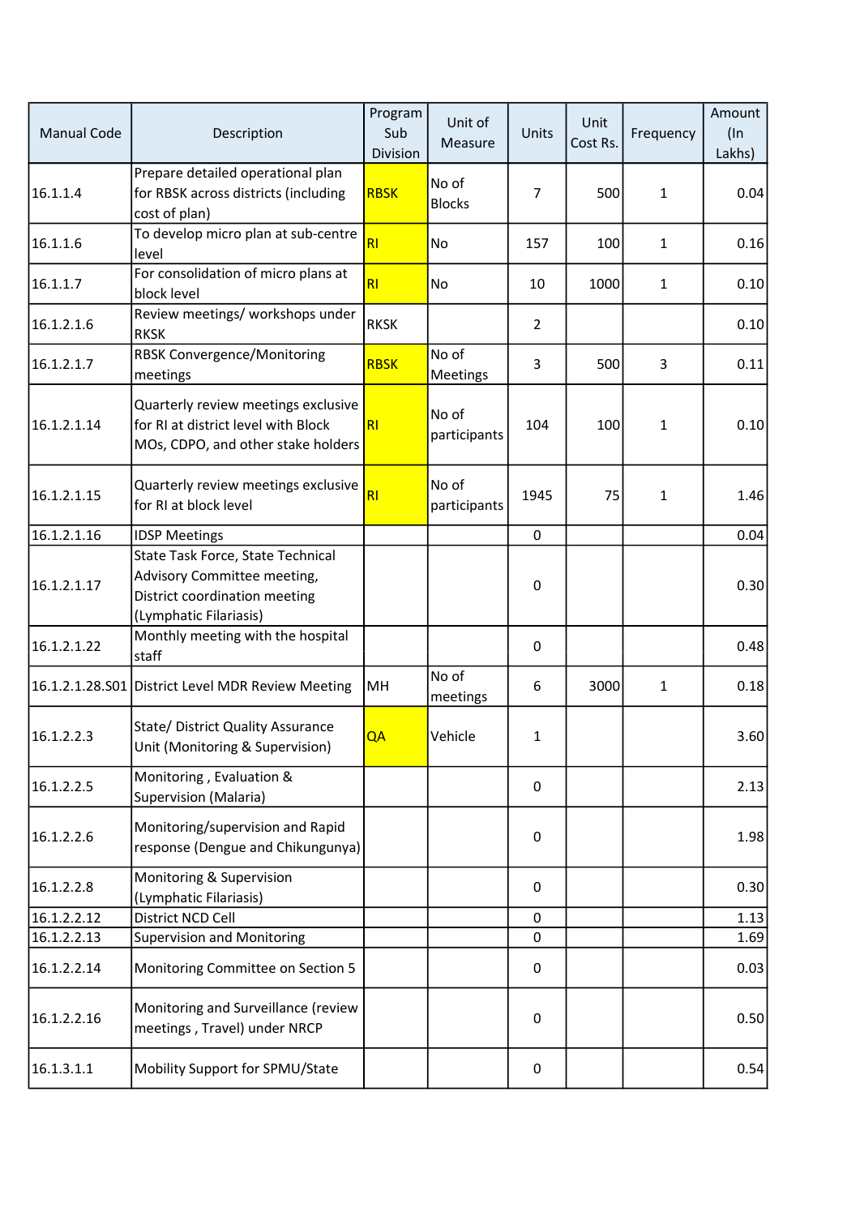| Manual Code | Description | Program Sub Division | Unit of Measure | Units | Unit Cost Rs. | Frequency | Amount (In Lakhs) |
|---|---|---|---|---|---|---|---|
| 16.1.1.4 | Prepare detailed operational plan for RBSK across districts (including cost of plan) | RBSK | No of Blocks | 7 | 500 | 1 | 0.04 |
| 16.1.1.6 | To develop micro plan at sub-centre level | RI | No | 157 | 100 | 1 | 0.16 |
| 16.1.1.7 | For consolidation of micro plans at block level | RI | No | 10 | 1000 | 1 | 0.10 |
| 16.1.2.1.6 | Review meetings/ workshops under RKSK | RKSK | | 2 | | | 0.10 |
| 16.1.2.1.7 | RBSK Convergence/Monitoring meetings | RBSK | No of Meetings | 3 | 500 | 3 | 0.11 |
| 16.1.2.1.14 | Quarterly review meetings exclusive for RI at district level with Block MOs, CDPO, and other stake holders | RI | No of participants | 104 | 100 | 1 | 0.10 |
| 16.1.2.1.15 | Quarterly review meetings exclusive for RI at block level | RI | No of participants | 1945 | 75 | 1 | 1.46 |
| 16.1.2.1.16 | IDSP Meetings | | | 0 | | | 0.04 |
| 16.1.2.1.17 | State Task Force, State Technical Advisory Committee meeting, District coordination meeting (Lymphatic Filariasis) | | | 0 | | | 0.30 |
| 16.1.2.1.22 | Monthly meeting with the hospital staff | | | 0 | | | 0.48 |
| 16.1.2.1.28.S01 | District Level MDR Review Meeting | MH | No of meetings | 6 | 3000 | 1 | 0.18 |
| 16.1.2.2.3 | State/ District Quality Assurance Unit (Monitoring & Supervision) | QA | Vehicle | 1 | | | 3.60 |
| 16.1.2.2.5 | Monitoring , Evaluation & Supervision (Malaria) | | | 0 | | | 2.13 |
| 16.1.2.2.6 | Monitoring/supervision and Rapid response (Dengue and Chikungunya) | | | 0 | | | 1.98 |
| 16.1.2.2.8 | Monitoring & Supervision (Lymphatic Filariasis) | | | 0 | | | 0.30 |
| 16.1.2.2.12 | District NCD Cell | | | 0 | | | 1.13 |
| 16.1.2.2.13 | Supervision and Monitoring | | | 0 | | | 1.69 |
| 16.1.2.2.14 | Monitoring Committee on Section 5 | | | 0 | | | 0.03 |
| 16.1.2.2.16 | Monitoring and Surveillance (review meetings , Travel) under NRCP | | | 0 | | | 0.50 |
| 16.1.3.1.1 | Mobility Support for SPMU/State | | | 0 | | | 0.54 |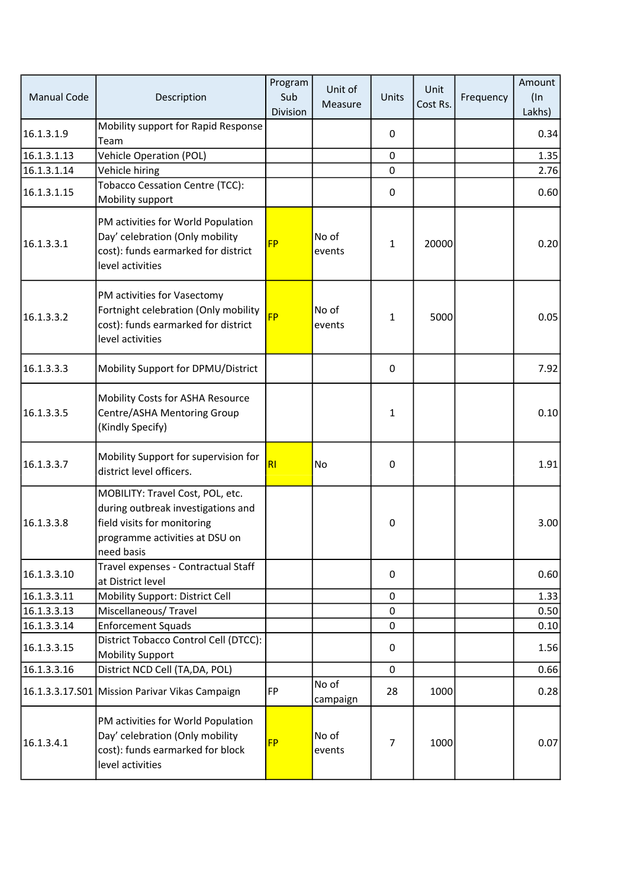| Manual Code | Description | Program Sub Division | Unit of Measure | Units | Unit Cost Rs. | Frequency | Amount (In Lakhs) |
|---|---|---|---|---|---|---|---|
| 16.1.3.1.9 | Mobility support for Rapid Response Team | | | 0 | | | 0.34 |
| 16.1.3.1.13 | Vehicle Operation (POL) | | | 0 | | | 1.35 |
| 16.1.3.1.14 | Vehicle hiring | | | 0 | | | 2.76 |
| 16.1.3.1.15 | Tobacco Cessation Centre (TCC): Mobility support | | | 0 | | | 0.60 |
| 16.1.3.3.1 | PM activities for World Population Day' celebration (Only mobility cost): funds earmarked for district level activities | FP | No of events | 1 | 20000 | | 0.20 |
| 16.1.3.3.2 | PM activities for Vasectomy Fortnight celebration (Only mobility cost): funds earmarked for district level activities | FP | No of events | 1 | 5000 | | 0.05 |
| 16.1.3.3.3 | Mobility Support for DPMU/District | | | 0 | | | 7.92 |
| 16.1.3.3.5 | Mobility Costs for ASHA Resource Centre/ASHA Mentoring Group (Kindly Specify) | | | 1 | | | 0.10 |
| 16.1.3.3.7 | Mobility Support for supervision for district level officers. | RI | No | 0 | | | 1.91 |
| 16.1.3.3.8 | MOBILITY: Travel Cost, POL, etc. during outbreak investigations and field visits for monitoring programme activities at DSU on need basis | | | 0 | | | 3.00 |
| 16.1.3.3.10 | Travel expenses - Contractual Staff at District level | | | 0 | | | 0.60 |
| 16.1.3.3.11 | Mobility Support: District Cell | | | 0 | | | 1.33 |
| 16.1.3.3.13 | Miscellaneous/ Travel | | | 0 | | | 0.50 |
| 16.1.3.3.14 | Enforcement Squads | | | 0 | | | 0.10 |
| 16.1.3.3.15 | District Tobacco Control Cell (DTCC): Mobility Support | | | 0 | | | 1.56 |
| 16.1.3.3.16 | District NCD Cell (TA,DA, POL) | | | 0 | | | 0.66 |
| 16.1.3.3.17.S01 | Mission Parivar Vikas Campaign | FP | No of campaign | 28 | 1000 | | 0.28 |
| 16.1.3.4.1 | PM activities for World Population Day' celebration (Only mobility cost): funds earmarked for block level activities | FP | No of events | 7 | 1000 | | 0.07 |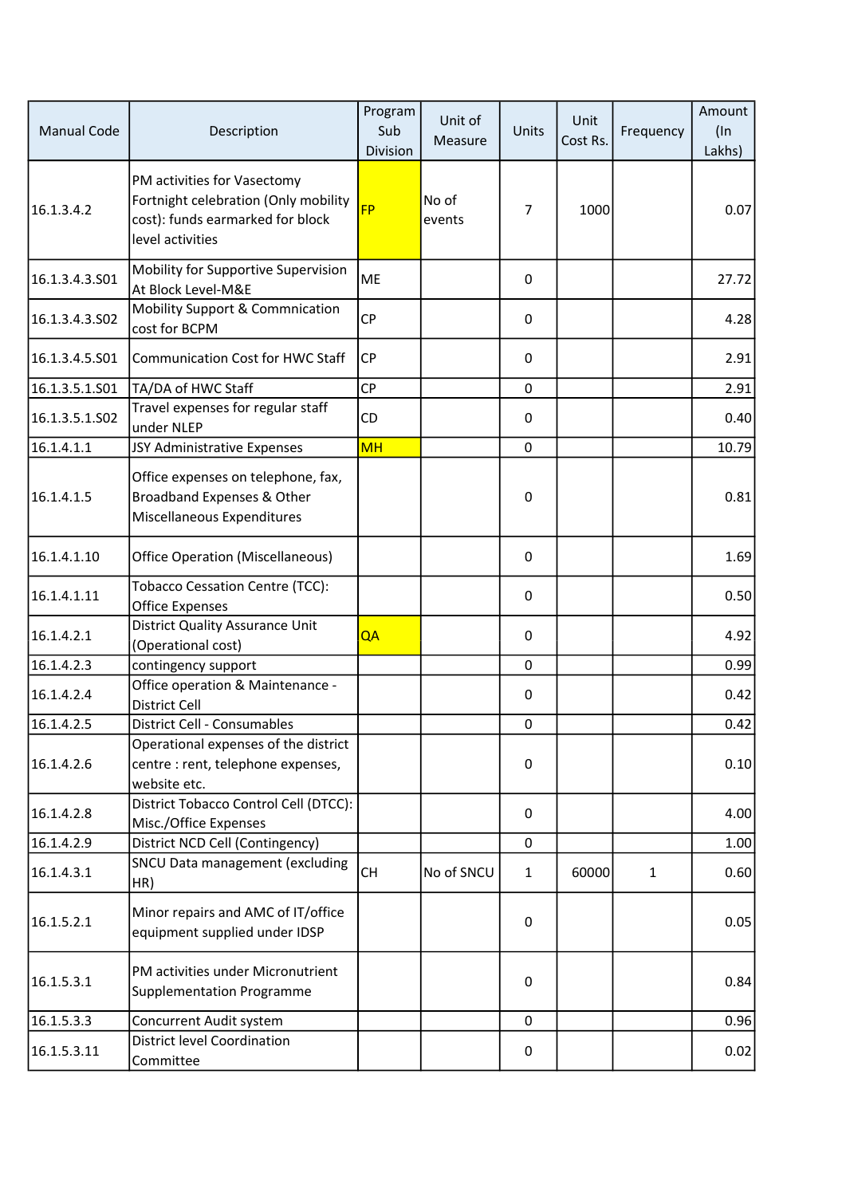| Manual Code | Description | Program Sub Division | Unit of Measure | Units | Unit Cost Rs. | Frequency | Amount (In Lakhs) |
|---|---|---|---|---|---|---|---|
| 16.1.3.4.2 | PM activities for Vasectomy Fortnight celebration (Only mobility cost): funds earmarked for block level activities | FP | No of events | 7 | 1000 | | 0.07 |
| 16.1.3.4.3.S01 | Mobility for Supportive Supervision At Block Level-M&E | ME | | 0 | | | 27.72 |
| 16.1.3.4.3.S02 | Mobility Support & Commnication cost for BCPM | CP | | 0 | | | 4.28 |
| 16.1.3.4.5.S01 | Communication Cost for HWC Staff | CP | | 0 | | | 2.91 |
| 16.1.3.5.1.S01 | TA/DA of HWC Staff | CP | | 0 | | | 2.91 |
| 16.1.3.5.1.S02 | Travel expenses for regular staff under NLEP | CD | | 0 | | | 0.40 |
| 16.1.4.1.1 | JSY Administrative Expenses | MH | | 0 | | | 10.79 |
| 16.1.4.1.5 | Office expenses on telephone, fax, Broadband Expenses & Other Miscellaneous Expenditures | | | 0 | | | 0.81 |
| 16.1.4.1.10 | Office Operation (Miscellaneous) | | | 0 | | | 1.69 |
| 16.1.4.1.11 | Tobacco Cessation Centre (TCC): Office Expenses | | | 0 | | | 0.50 |
| 16.1.4.2.1 | District Quality Assurance Unit (Operational cost) | QA | | 0 | | | 4.92 |
| 16.1.4.2.3 | contingency support | | | 0 | | | 0.99 |
| 16.1.4.2.4 | Office operation & Maintenance - District Cell | | | 0 | | | 0.42 |
| 16.1.4.2.5 | District Cell - Consumables | | | 0 | | | 0.42 |
| 16.1.4.2.6 | Operational expenses of the district centre : rent, telephone expenses, website etc. | | | 0 | | | 0.10 |
| 16.1.4.2.8 | District Tobacco Control Cell (DTCC): Misc./Office Expenses | | | 0 | | | 4.00 |
| 16.1.4.2.9 | District NCD Cell (Contingency) | | | 0 | | | 1.00 |
| 16.1.4.3.1 | SNCU Data management (excluding HR) | CH | No of SNCU | 1 | 60000 | 1 | 0.60 |
| 16.1.5.2.1 | Minor repairs and AMC of IT/office equipment supplied under IDSP | | | 0 | | | 0.05 |
| 16.1.5.3.1 | PM activities under Micronutrient Supplementation Programme | | | 0 | | | 0.84 |
| 16.1.5.3.3 | Concurrent Audit system | | | 0 | | | 0.96 |
| 16.1.5.3.11 | District level Coordination Committee | | | 0 | | | 0.02 |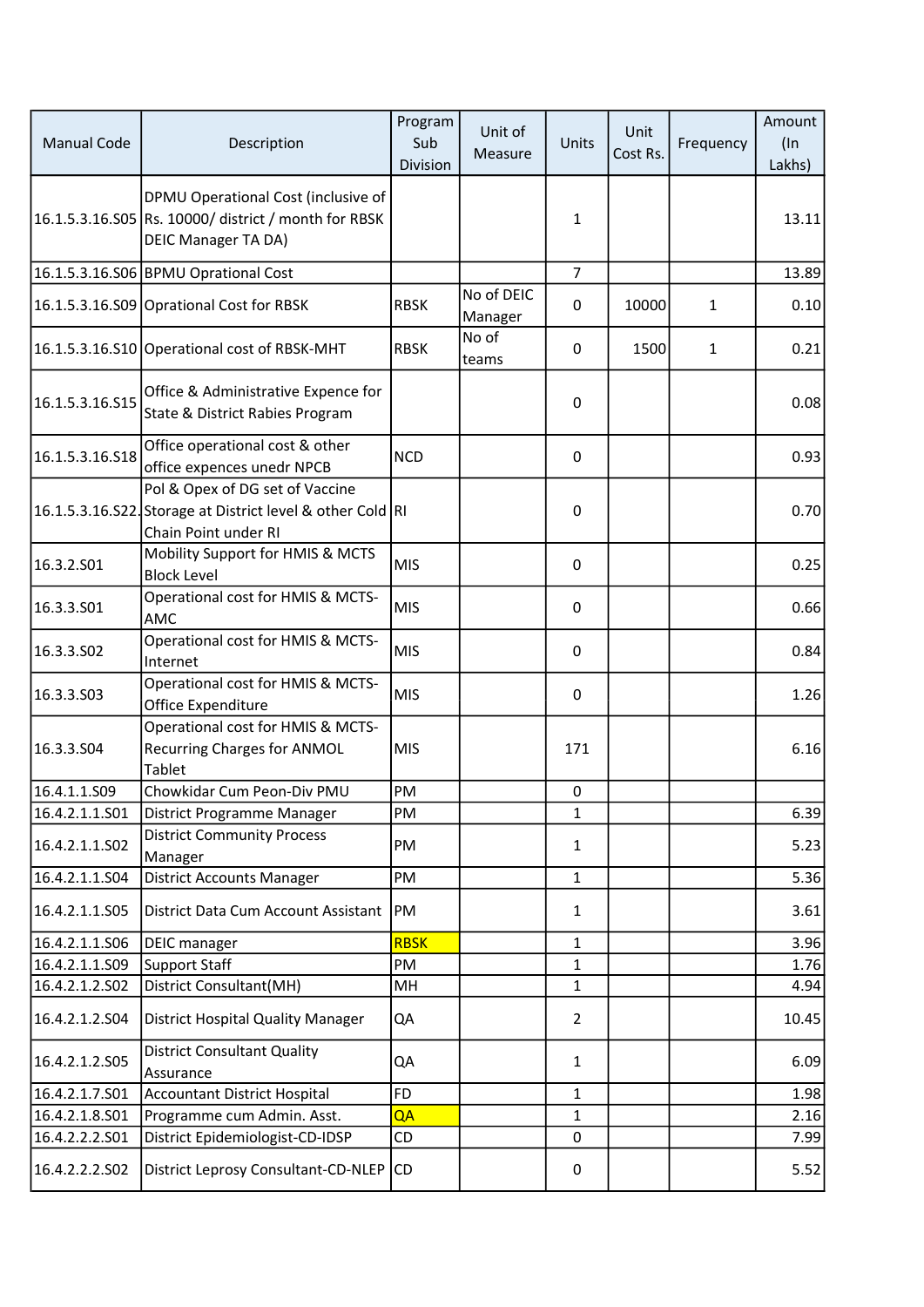| Manual Code | Description | Program Sub Division | Unit of Measure | Units | Unit Cost Rs. | Frequency | Amount (In Lakhs) |
|---|---|---|---|---|---|---|---|
| 16.1.5.3.16.S05 | DPMU Operational Cost (inclusive of Rs. 10000/ district / month for RBSK DEIC Manager TA DA) | | | 1 | | | 13.11 |
| 16.1.5.3.16.S06 | BPMU Oprational Cost | | | 7 | | | 13.89 |
| 16.1.5.3.16.S09 | Oprational Cost for RBSK | RBSK | No of DEIC Manager | 0 | 10000 | 1 | 0.10 |
| 16.1.5.3.16.S10 | Operational cost of RBSK-MHT | RBSK | No of teams | 0 | 1500 | 1 | 0.21 |
| 16.1.5.3.16.S15 | Office & Administrative Expence for State & District Rabies Program | | | 0 | | | 0.08 |
| 16.1.5.3.16.S18 | Office operational cost & other office expences unedr NPCB | NCD | | 0 | | | 0.93 |
| 16.1.5.3.16.S22. | Pol & Opex of DG set of Vaccine Storage at District level & other Cold Chain Point under RI | RI | | 0 | | | 0.70 |
| 16.3.2.S01 | Mobility Support for HMIS & MCTS Block Level | MIS | | 0 | | | 0.25 |
| 16.3.3.S01 | Operational cost for HMIS & MCTS-AMC | MIS | | 0 | | | 0.66 |
| 16.3.3.S02 | Operational cost for HMIS & MCTS-Internet | MIS | | 0 | | | 0.84 |
| 16.3.3.S03 | Operational cost for HMIS & MCTS-Office Expenditure | MIS | | 0 | | | 1.26 |
| 16.3.3.S04 | Operational cost for HMIS & MCTS-Recurring Charges for ANMOL Tablet | MIS | | 171 | | | 6.16 |
| 16.4.1.1.S09 | Chowkidar Cum Peon-Div PMU | PM | | 0 | | | |
| 16.4.2.1.1.S01 | District Programme Manager | PM | | 1 | | | 6.39 |
| 16.4.2.1.1.S02 | District Community Process Manager | PM | | 1 | | | 5.23 |
| 16.4.2.1.1.S04 | District Accounts Manager | PM | | 1 | | | 5.36 |
| 16.4.2.1.1.S05 | District Data Cum Account Assistant | PM | | 1 | | | 3.61 |
| 16.4.2.1.1.S06 | DEIC manager | RBSK | | 1 | | | 3.96 |
| 16.4.2.1.1.S09 | Support Staff | PM | | 1 | | | 1.76 |
| 16.4.2.1.2.S02 | District Consultant(MH) | MH | | 1 | | | 4.94 |
| 16.4.2.1.2.S04 | District Hospital Quality Manager | QA | | 2 | | | 10.45 |
| 16.4.2.1.2.S05 | District Consultant Quality Assurance | QA | | 1 | | | 6.09 |
| 16.4.2.1.7.S01 | Accountant District Hospital | FD | | 1 | | | 1.98 |
| 16.4.2.1.8.S01 | Programme cum Admin. Asst. | QA | | 1 | | | 2.16 |
| 16.4.2.2.2.S01 | District Epidemiologist-CD-IDSP | CD | | 0 | | | 7.99 |
| 16.4.2.2.2.S02 | District Leprosy Consultant-CD-NLEP | CD | | 0 | | | 5.52 |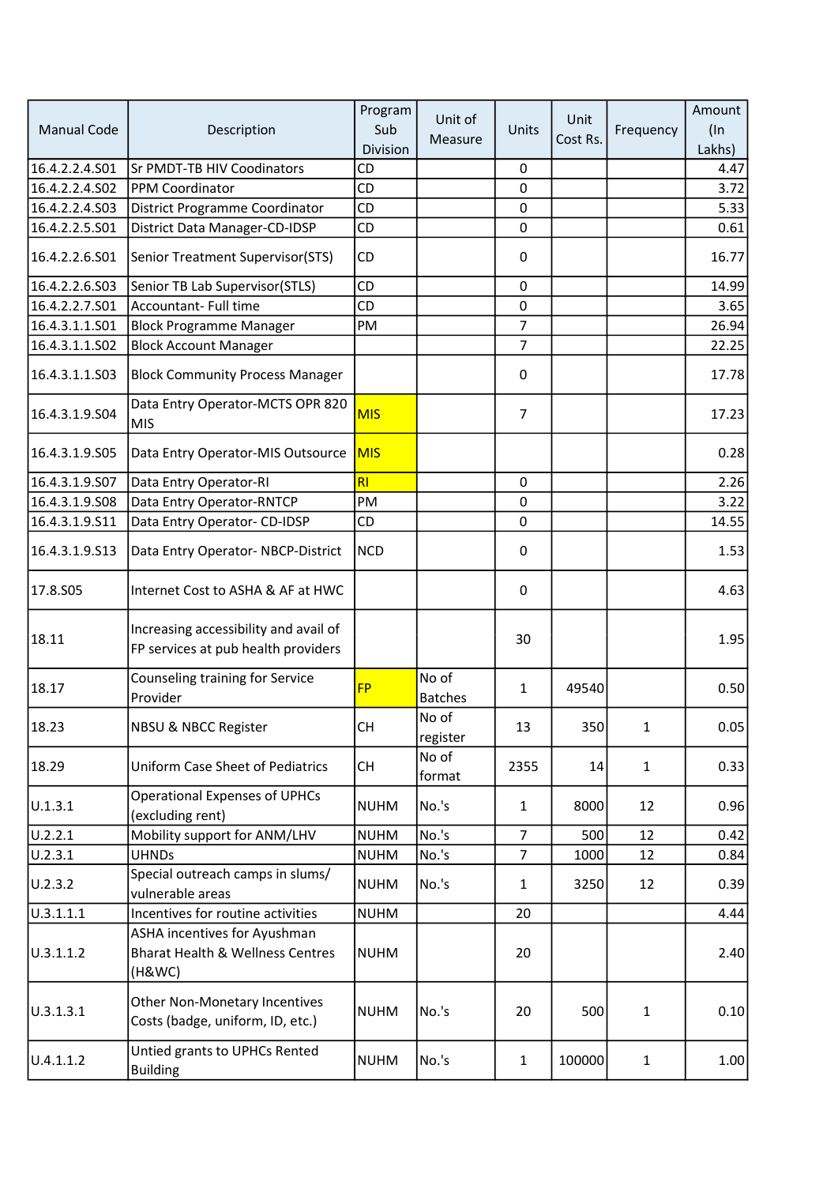| Manual Code | Description | Program Sub Division | Unit of Measure | Units | Unit Cost Rs. | Frequency | Amount (In Lakhs) |
|---|---|---|---|---|---|---|---|
| 16.4.2.2.4.S01 | Sr PMDT-TB HIV Coodinators | CD | | 0 | | | 4.47 |
| 16.4.2.2.4.S02 | PPM Coordinator | CD | | 0 | | | 3.72 |
| 16.4.2.2.4.S03 | District Programme Coordinator | CD | | 0 | | | 5.33 |
| 16.4.2.2.5.S01 | District Data Manager-CD-IDSP | CD | | 0 | | | 0.61 |
| 16.4.2.2.6.S01 | Senior Treatment Supervisor(STS) | CD | | 0 | | | 16.77 |
| 16.4.2.2.6.S03 | Senior TB Lab Supervisor(STLS) | CD | | 0 | | | 14.99 |
| 16.4.2.2.7.S01 | Accountant- Full time | CD | | 0 | | | 3.65 |
| 16.4.3.1.1.S01 | Block Programme Manager | PM | | 7 | | | 26.94 |
| 16.4.3.1.1.S02 | Block Account Manager | | | 7 | | | 22.25 |
| 16.4.3.1.1.S03 | Block Community Process Manager | | | 0 | | | 17.78 |
| 16.4.3.1.9.S04 | Data Entry Operator-MCTS OPR 820 MIS | MIS | | 7 | | | 17.23 |
| 16.4.3.1.9.S05 | Data Entry Operator-MIS Outsource | MIS | | | | | 0.28 |
| 16.4.3.1.9.S07 | Data Entry Operator-RI | RI | | 0 | | | 2.26 |
| 16.4.3.1.9.S08 | Data Entry Operator-RNTCP | PM | | 0 | | | 3.22 |
| 16.4.3.1.9.S11 | Data Entry Operator- CD-IDSP | CD | | 0 | | | 14.55 |
| 16.4.3.1.9.S13 | Data Entry Operator- NBCP-District | NCD | | 0 | | | 1.53 |
| 17.8.S05 | Internet Cost to ASHA & AF at HWC | | | 0 | | | 4.63 |
| 18.11 | Increasing accessibility and avail of FP services at pub health providers | | | 30 | | | 1.95 |
| 18.17 | Counseling training for Service Provider | FP | No of Batches | 1 | 49540 | | 0.50 |
| 18.23 | NBSU & NBCC Register | CH | No of register | 13 | 350 | 1 | 0.05 |
| 18.29 | Uniform Case Sheet of Pediatrics | CH | No of format | 2355 | 14 | 1 | 0.33 |
| U.1.3.1 | Operational Expenses of UPHCs (excluding rent) | NUHM | No.'s | 1 | 8000 | 12 | 0.96 |
| U.2.2.1 | Mobility support for ANM/LHV | NUHM | No.'s | 7 | 500 | 12 | 0.42 |
| U.2.3.1 | UHNDs | NUHM | No.'s | 7 | 1000 | 12 | 0.84 |
| U.2.3.2 | Special outreach camps in slums/ vulnerable areas | NUHM | No.'s | 1 | 3250 | 12 | 0.39 |
| U.3.1.1.1 | Incentives for routine activities | NUHM | | 20 | | | 4.44 |
| U.3.1.1.2 | ASHA incentives for Ayushman Bharat Health & Wellness Centres (H&WC) | NUHM | | 20 | | | 2.40 |
| U.3.1.3.1 | Other Non-Monetary Incentives Costs (badge, uniform, ID, etc.) | NUHM | No.'s | 20 | 500 | 1 | 0.10 |
| U.4.1.1.2 | Untied grants to UPHCs Rented Building | NUHM | No.'s | 1 | 100000 | 1 | 1.00 |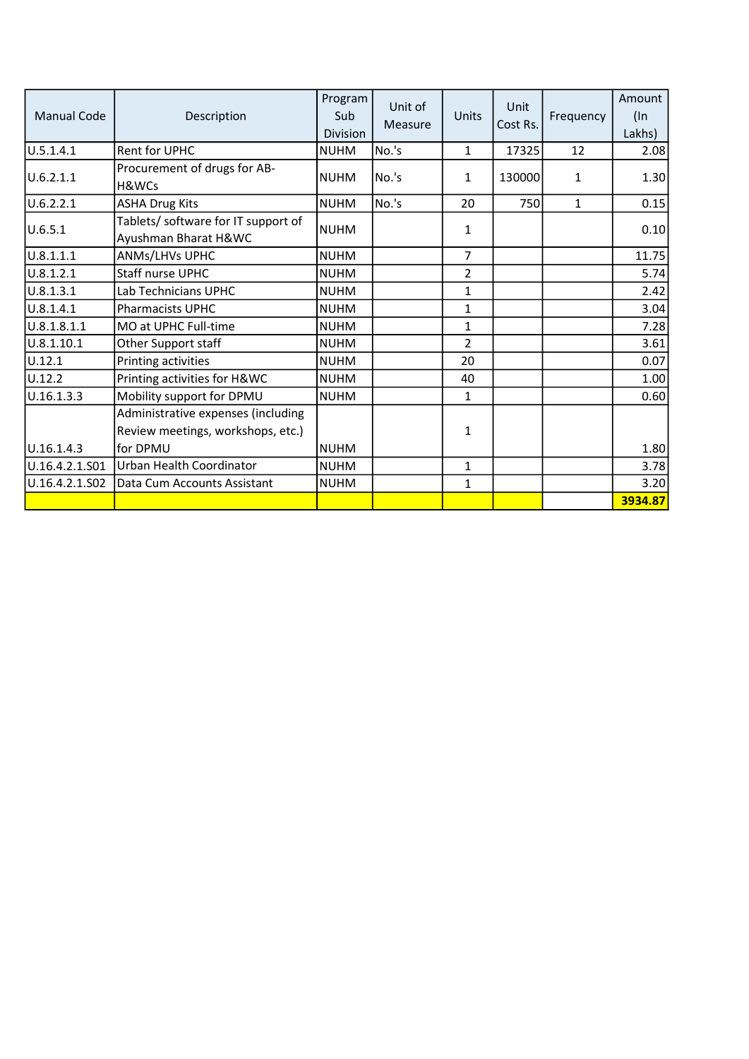| Manual Code | Description | Program Sub Division | Unit of Measure | Units | Unit Cost Rs. | Frequency | Amount (In Lakhs) |
|---|---|---|---|---|---|---|---|
| U.5.1.4.1 | Rent for UPHC | NUHM | No.'s | 1 | 17325 | 12 | 2.08 |
| U.6.2.1.1 | Procurement of drugs for AB-H&WCs | NUHM | No.'s | 1 | 130000 | 1 | 1.30 |
| U.6.2.2.1 | ASHA Drug Kits | NUHM | No.'s | 20 | 750 | 1 | 0.15 |
| U.6.5.1 | Tablets/ software for IT support of Ayushman Bharat H&WC | NUHM | | 1 | | | 0.10 |
| U.8.1.1.1 | ANMs/LHVs UPHC | NUHM | | 7 | | | 11.75 |
| U.8.1.2.1 | Staff nurse UPHC | NUHM | | 2 | | | 5.74 |
| U.8.1.3.1 | Lab Technicians UPHC | NUHM | | 1 | | | 2.42 |
| U.8.1.4.1 | Pharmacists UPHC | NUHM | | 1 | | | 3.04 |
| U.8.1.8.1.1 | MO at UPHC Full-time | NUHM | | 1 | | | 7.28 |
| U.8.1.10.1 | Other Support staff | NUHM | | 2 | | | 3.61 |
| U.12.1 | Printing activities | NUHM | | 20 | | | 0.07 |
| U.12.2 | Printing activities for H&WC | NUHM | | 40 | | | 1.00 |
| U.16.1.3.3 | Mobility support for DPMU | NUHM | | 1 | | | 0.60 |
| U.16.1.4.3 | Administrative expenses (including Review meetings, workshops, etc.) for DPMU | NUHM | | 1 | | | 1.80 |
| U.16.4.2.1.S01 | Urban Health Coordinator | NUHM | | 1 | | | 3.78 |
| U.16.4.2.1.S02 | Data Cum Accounts Assistant | NUHM | | 1 | | | 3.20 |
| | | | | | | | **3934.87** |